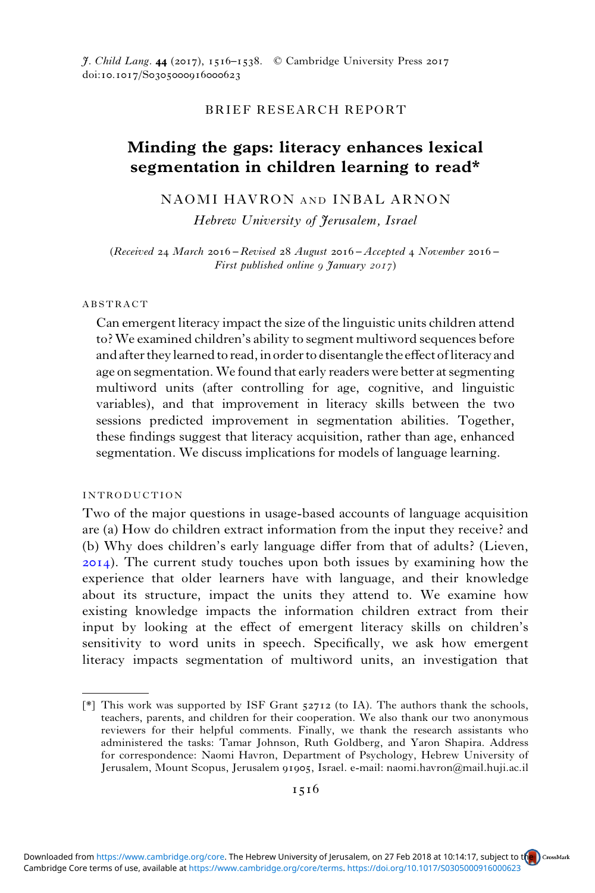BRIEF RESEARCH REPORT

# Minding the gaps: literacy enhances lexical segmentation in children learning to read*

NAOMI HAVRON AND INBAL ARNON

*Hebrew University of Jerusalem, Israel*

(*Received* 24 *March* 2016 – *Revised* 28 *August* 2016 – *Accepted* 4 *November* 2016 – *First published online* 9 *January* 2017)

## ABSTRACT

Can emergent literacy impact the size of the linguistic units children attend to? We examined children's ability to segment multiword sequences before and after they learned to read, in order to disentangle the effect of literacy and age on segmentation. We found that early readers were better at segmenting multiword units (after controlling for age, cognitive, and linguistic variables), and that improvement in literacy skills between the two sessions predicted improvement in segmentation abilities. Together, these findings suggest that literacy acquisition, rather than age, enhanced segmentation. We discuss implications for models of language learning.

## INTRODUCTION

Two of the major questions in usage-based accounts of language acquisition are (a) How do children extract information from the input they receive? and (b) Why does children's early language differ from that of adults? (Lieven, 2014). The current study touches upon both issues by examining how the experience that older learners have with language, and their knowledge about its structure, impact the units they attend to. We examine how existing knowledge impacts the information children extract from their input by looking at the effect of emergent literacy skills on children's sensitivity to word units in speech. Specifically, we ask how emergent literacy impacts segmentation of multiword units, an investigation that

---

[*] This work was supported by ISF Grant 52712 (to IA). The authors thank the schools, teachers, parents, and children for their cooperation. We also thank our two anonymous reviewers for their helpful comments. Finally, we thank the research assistants who administered the tasks: Tamar Johnson, Ruth Goldberg, and Yaron Shapira. Address for correspondence: Naomi Havron, Department of Psychology, Hebrew University of Jerusalem, Mount Scopus, Jerusalem 91905, Israel. e-mail: naomi.havron@mail.huji.ac.il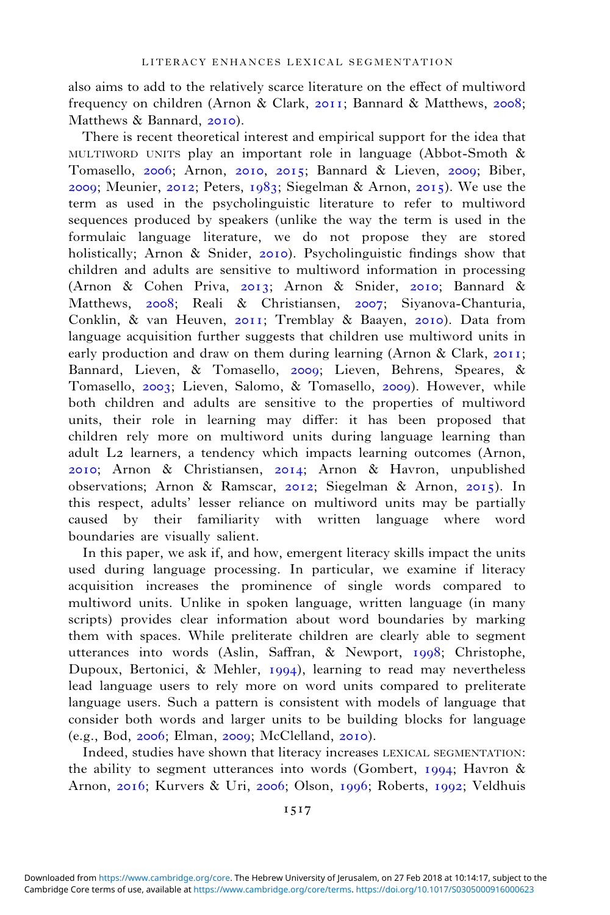also aims to add to the relatively scarce literature on the effect of multiword frequency on children (Arnon & Clark, 2011; Bannard & Matthews, 2008; Matthews & Bannard, 2010).

There is recent theoretical interest and empirical support for the idea that MULTIWORD UNITS play an important role in language (Abbot-Smoth & Tomasello, 2006; Arnon, 2010, 2015; Bannard & Lieven, 2009; Biber, 2009; Meunier, 2012; Peters, 1983; Siegelman & Arnon, 2015). We use the term as used in the psycholinguistic literature to refer to multiword sequences produced by speakers (unlike the way the term is used in the formulaic language literature, we do not propose they are stored holistically; Arnon & Snider, 2010). Psycholinguistic findings show that children and adults are sensitive to multiword information in processing (Arnon & Cohen Priva, 2013; Arnon & Snider, 2010; Bannard & Matthews, 2008; Reali & Christiansen, 2007; Siyanova-Chanturia, Conklin, & van Heuven, 2011; Tremblay & Baayen, 2010). Data from language acquisition further suggests that children use multiword units in early production and draw on them during learning (Arnon & Clark, 2011; Bannard, Lieven, & Tomasello, 2009; Lieven, Behrens, Speares, & Tomasello, 2003; Lieven, Salomo, & Tomasello, 2009). However, while both children and adults are sensitive to the properties of multiword units, their role in learning may differ: it has been proposed that children rely more on multiword units during language learning than adult L2 learners, a tendency which impacts learning outcomes (Arnon, 2010; Arnon & Christiansen, 2014; Arnon & Havron, unpublished observations; Arnon & Ramscar, 2012; Siegelman & Arnon, 2015). In this respect, adults' lesser reliance on multiword units may be partially caused by their familiarity with written language where word boundaries are visually salient.

In this paper, we ask if, and how, emergent literacy skills impact the units used during language processing. In particular, we examine if literacy acquisition increases the prominence of single words compared to multiword units. Unlike in spoken language, written language (in many scripts) provides clear information about word boundaries by marking them with spaces. While preliterate children are clearly able to segment utterances into words (Aslin, Saffran, & Newport, 1998; Christophe, Dupoux, Bertonici, & Mehler, 1994), learning to read may nevertheless lead language users to rely more on word units compared to preliterate language users. Such a pattern is consistent with models of language that consider both words and larger units to be building blocks for language (e.g., Bod, 2006; Elman, 2009; McClelland, 2010).

Indeed, studies have shown that literacy increases LEXICAL SEGMENTATION: the ability to segment utterances into words (Gombert, 1994; Havron & Arnon, 2016; Kurvers & Uri, 2006; Olson, 1996; Roberts, 1992; Veldhuis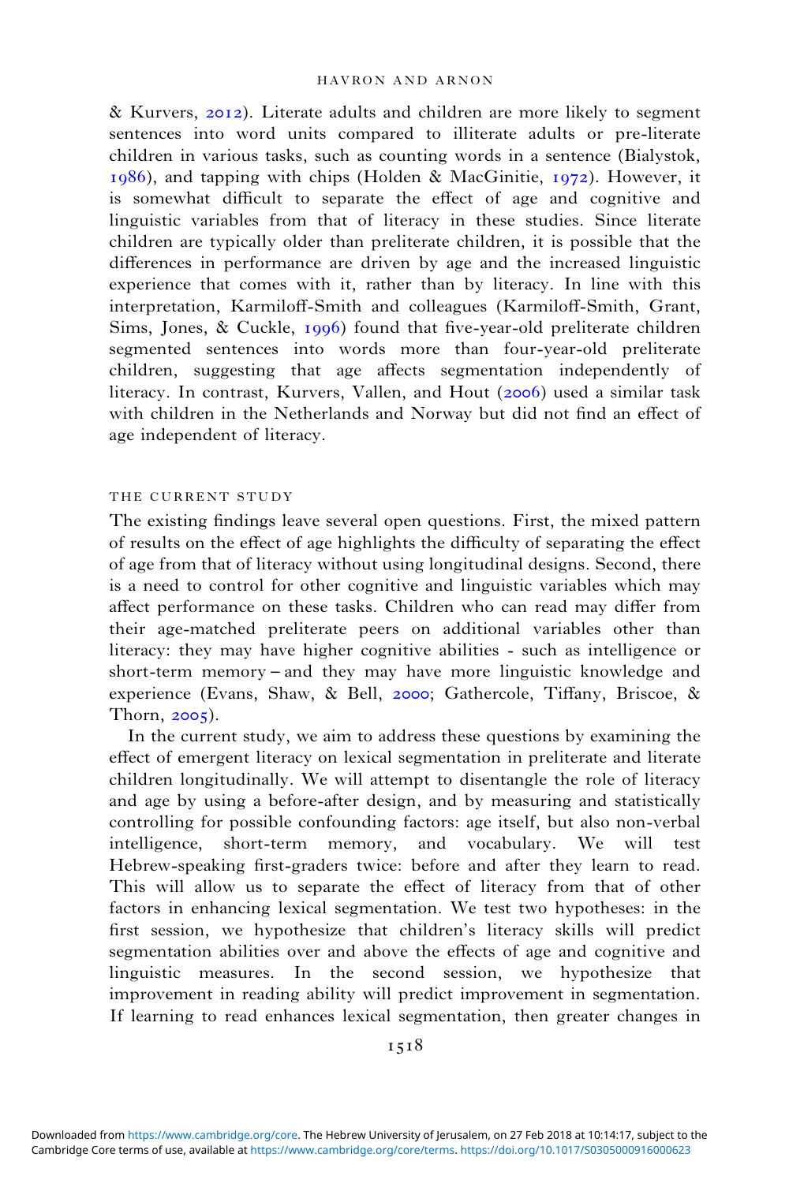& Kurvers, 2012). Literate adults and children are more likely to segment sentences into word units compared to illiterate adults or pre-literate children in various tasks, such as counting words in a sentence (Bialystok, 1986), and tapping with chips (Holden & MacGinitie, 1972). However, it is somewhat difficult to separate the effect of age and cognitive and linguistic variables from that of literacy in these studies. Since literate children are typically older than preliterate children, it is possible that the differences in performance are driven by age and the increased linguistic experience that comes with it, rather than by literacy. In line with this interpretation, Karmiloff-Smith and colleagues (Karmiloff-Smith, Grant, Sims, Jones, & Cuckle, 1996) found that five-year-old preliterate children segmented sentences into words more than four-year-old preliterate children, suggesting that age affects segmentation independently of literacy. In contrast, Kurvers, Vallen, and Hout (2006) used a similar task with children in the Netherlands and Norway but did not find an effect of age independent of literacy.

## THE CURRENT STUDY

The existing findings leave several open questions. First, the mixed pattern of results on the effect of age highlights the difficulty of separating the effect of age from that of literacy without using longitudinal designs. Second, there is a need to control for other cognitive and linguistic variables which may affect performance on these tasks. Children who can read may differ from their age-matched preliterate peers on additional variables other than literacy: they may have higher cognitive abilities - such as intelligence or short-term memory – and they may have more linguistic knowledge and experience (Evans, Shaw, & Bell, 2000; Gathercole, Tiffany, Briscoe, & Thorn, 2005).

In the current study, we aim to address these questions by examining the effect of emergent literacy on lexical segmentation in preliterate and literate children longitudinally. We will attempt to disentangle the role of literacy and age by using a before-after design, and by measuring and statistically controlling for possible confounding factors: age itself, but also non-verbal intelligence, short-term memory, and vocabulary. We will test Hebrew-speaking first-graders twice: before and after they learn to read. This will allow us to separate the effect of literacy from that of other factors in enhancing lexical segmentation. We test two hypotheses: in the first session, we hypothesize that children's literacy skills will predict segmentation abilities over and above the effects of age and cognitive and linguistic measures. In the second session, we hypothesize that improvement in reading ability will predict improvement in segmentation. If learning to read enhances lexical segmentation, then greater changes in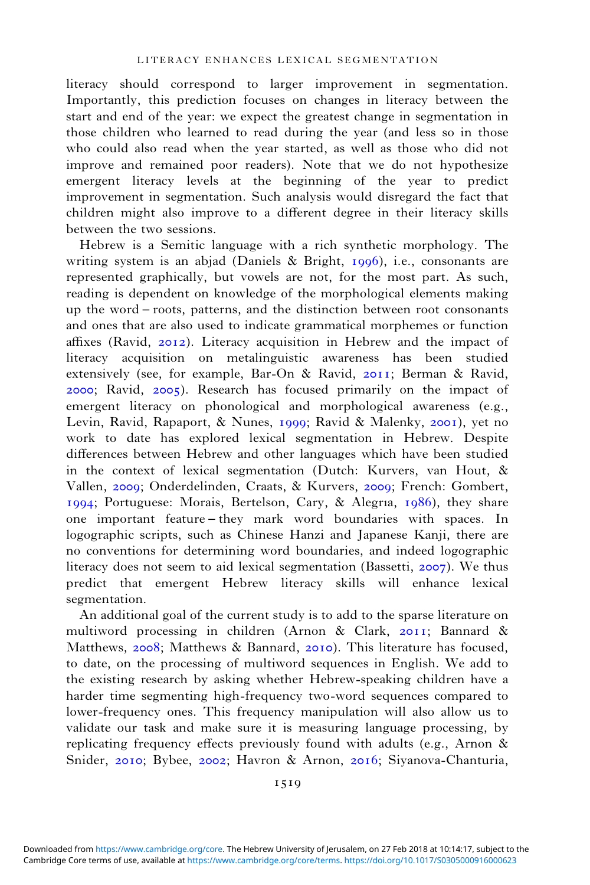literacy should correspond to larger improvement in segmentation. Importantly, this prediction focuses on changes in literacy between the start and end of the year: we expect the greatest change in segmentation in those children who learned to read during the year (and less so in those who could also read when the year started, as well as those who did not improve and remained poor readers). Note that we do not hypothesize emergent literacy levels at the beginning of the year to predict improvement in segmentation. Such analysis would disregard the fact that children might also improve to a different degree in their literacy skills between the two sessions.

Hebrew is a Semitic language with a rich synthetic morphology. The writing system is an abjad (Daniels & Bright, 1996), i.e., consonants are represented graphically, but vowels are not, for the most part. As such, reading is dependent on knowledge of the morphological elements making up the word – roots, patterns, and the distinction between root consonants and ones that are also used to indicate grammatical morphemes or function affixes (Ravid, 2012). Literacy acquisition in Hebrew and the impact of literacy acquisition on metalinguistic awareness has been studied extensively (see, for example, Bar-On & Ravid, 2011; Berman & Ravid, 2000; Ravid, 2005). Research has focused primarily on the impact of emergent literacy on phonological and morphological awareness (e.g., Levin, Ravid, Rapaport, & Nunes, 1999; Ravid & Malenky, 2001), yet no work to date has explored lexical segmentation in Hebrew. Despite differences between Hebrew and other languages which have been studied in the context of lexical segmentation (Dutch: Kurvers, van Hout, & Vallen, 2009; Onderdelinden, Craats, & Kurvers, 2009; French: Gombert, 1994; Portuguese: Morais, Bertelson, Cary, & Alegrıa, 1986), they share one important feature – they mark word boundaries with spaces. In logographic scripts, such as Chinese Hanzi and Japanese Kanji, there are no conventions for determining word boundaries, and indeed logographic literacy does not seem to aid lexical segmentation (Bassetti, 2007). We thus predict that emergent Hebrew literacy skills will enhance lexical segmentation.

An additional goal of the current study is to add to the sparse literature on multiword processing in children (Arnon & Clark, 2011; Bannard & Matthews, 2008; Matthews & Bannard, 2010). This literature has focused, to date, on the processing of multiword sequences in English. We add to the existing research by asking whether Hebrew-speaking children have a harder time segmenting high-frequency two-word sequences compared to lower-frequency ones. This frequency manipulation will also allow us to validate our task and make sure it is measuring language processing, by replicating frequency effects previously found with adults (e.g., Arnon & Snider, 2010; Bybee, 2002; Havron & Arnon, 2016; Siyanova-Chanturia,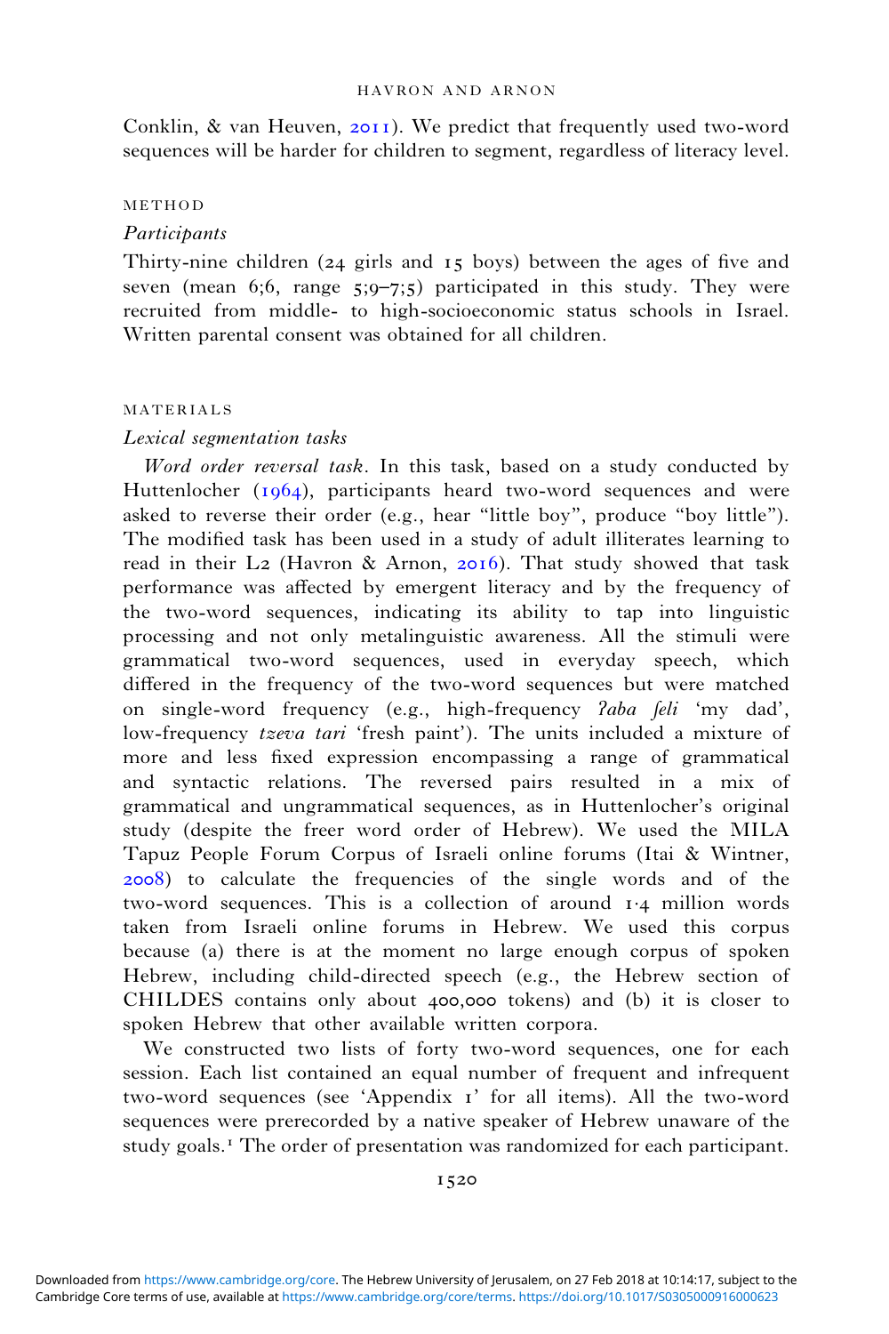Conklin, & van Heuven, 2011). We predict that frequently used two-word sequences will be harder for children to segment, regardless of literacy level.

## METHOD

### Participants

Thirty-nine children (24 girls and 15 boys) between the ages of five and seven (mean 6;6, range 5;9–7;5) participated in this study. They were recruited from middle- to high-socioeconomic status schools in Israel. Written parental consent was obtained for all children.

## MATERIALS

### Lexical segmentation tasks

*Word order reversal task*. In this task, based on a study conducted by Huttenlocher (1964), participants heard two-word sequences and were asked to reverse their order (e.g., hear "little boy", produce "boy little"). The modified task has been used in a study of adult illiterates learning to read in their L2 (Havron & Arnon, 2016). That study showed that task performance was affected by emergent literacy and by the frequency of the two-word sequences, indicating its ability to tap into linguistic processing and not only metalinguistic awareness. All the stimuli were grammatical two-word sequences, used in everyday speech, which differed in the frequency of the two-word sequences but were matched on single-word frequency (e.g., high-frequency *ʔaba ʃeli* 'my dad', low-frequency *tzeva tari* 'fresh paint'). The units included a mixture of more and less fixed expression encompassing a range of grammatical and syntactic relations. The reversed pairs resulted in a mix of grammatical and ungrammatical sequences, as in Huttenlocher's original study (despite the freer word order of Hebrew). We used the MILA Tapuz People Forum Corpus of Israeli online forums (Itai & Wintner, 2008) to calculate the frequencies of the single words and of the two-word sequences. This is a collection of around 1·4 million words taken from Israeli online forums in Hebrew. We used this corpus because (a) there is at the moment no large enough corpus of spoken Hebrew, including child-directed speech (e.g., the Hebrew section of CHILDES contains only about 400,000 tokens) and (b) it is closer to spoken Hebrew that other available written corpora.

We constructed two lists of forty two-word sequences, one for each session. Each list contained an equal number of frequent and infrequent two-word sequences (see 'Appendix 1' for all items). All the two-word sequences were prerecorded by a native speaker of Hebrew unaware of the study goals.[1] The order of presentation was randomized for each participant.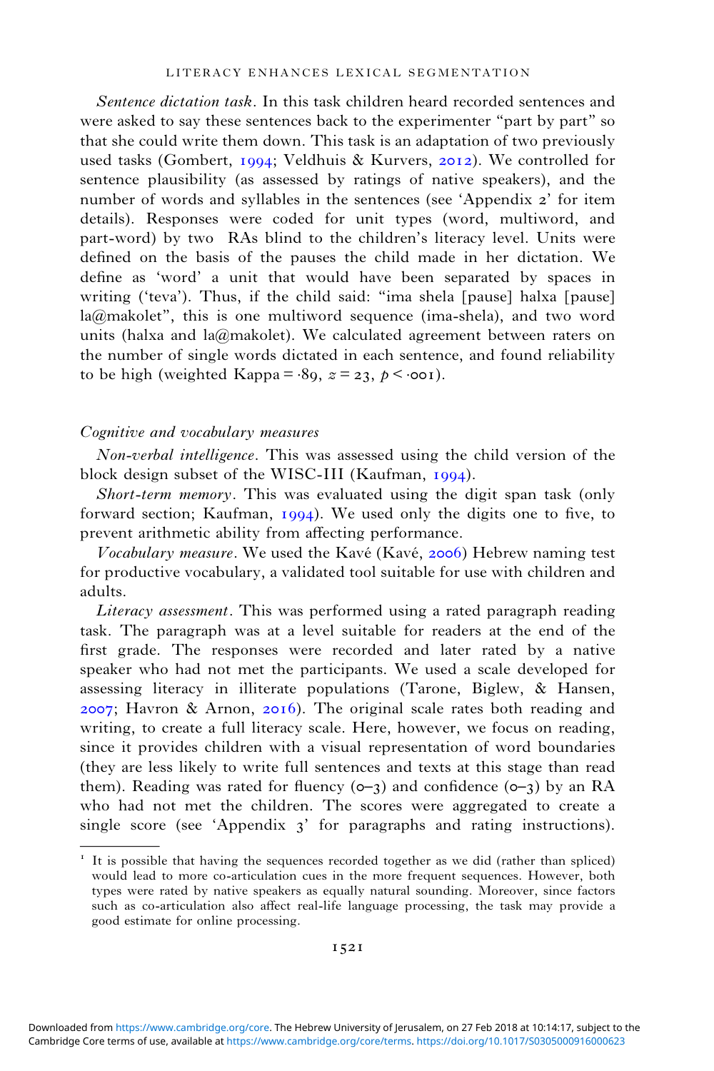*Sentence dictation task*. In this task children heard recorded sentences and were asked to say these sentences back to the experimenter "part by part" so that she could write them down. This task is an adaptation of two previously used tasks (Gombert, 1994; Veldhuis & Kurvers, 2012). We controlled for sentence plausibility (as assessed by ratings of native speakers), and the number of words and syllables in the sentences (see 'Appendix 2' for item details). Responses were coded for unit types (word, multiword, and part-word) by two RAs blind to the children's literacy level. Units were defined on the basis of the pauses the child made in her dictation. We define as 'word' a unit that would have been separated by spaces in writing ('teva'). Thus, if the child said: "ima shela [pause] halxa [pause] la@makolet", this is one multiword sequence (ima-shela), and two word units (halxa and la@makolet). We calculated agreement between raters on the number of single words dictated in each sentence, and found reliability to be high (weighted Kappa = ·89, $z = 23$, $p < \cdot 001$).

### *Cognitive and vocabulary measures*

*Non-verbal intelligence*. This was assessed using the child version of the block design subset of the WISC-III (Kaufman, 1994).

*Short-term memory*. This was evaluated using the digit span task (only forward section; Kaufman, 1994). We used only the digits one to five, to prevent arithmetic ability from affecting performance.

*Vocabulary measure*. We used the Kavé (Kavé, 2006) Hebrew naming test for productive vocabulary, a validated tool suitable for use with children and adults.

*Literacy assessment*. This was performed using a rated paragraph reading task. The paragraph was at a level suitable for readers at the end of the first grade. The responses were recorded and later rated by a native speaker who had not met the participants. We used a scale developed for assessing literacy in illiterate populations (Tarone, Biglew, & Hansen, 2007; Havron & Arnon, 2016). The original scale rates both reading and writing, to create a full literacy scale. Here, however, we focus on reading, since it provides children with a visual representation of word boundaries (they are less likely to write full sentences and texts at this stage than read them). Reading was rated for fluency (0–3) and confidence (0–3) by an RA who had not met the children. The scores were aggregated to create a single score (see 'Appendix 3' for paragraphs and rating instructions).

---

[1] It is possible that having the sequences recorded together as we did (rather than spliced) would lead to more co-articulation cues in the more frequent sequences. However, both types were rated by native speakers as equally natural sounding. Moreover, since factors such as co-articulation also affect real-life language processing, the task may provide a good estimate for online processing.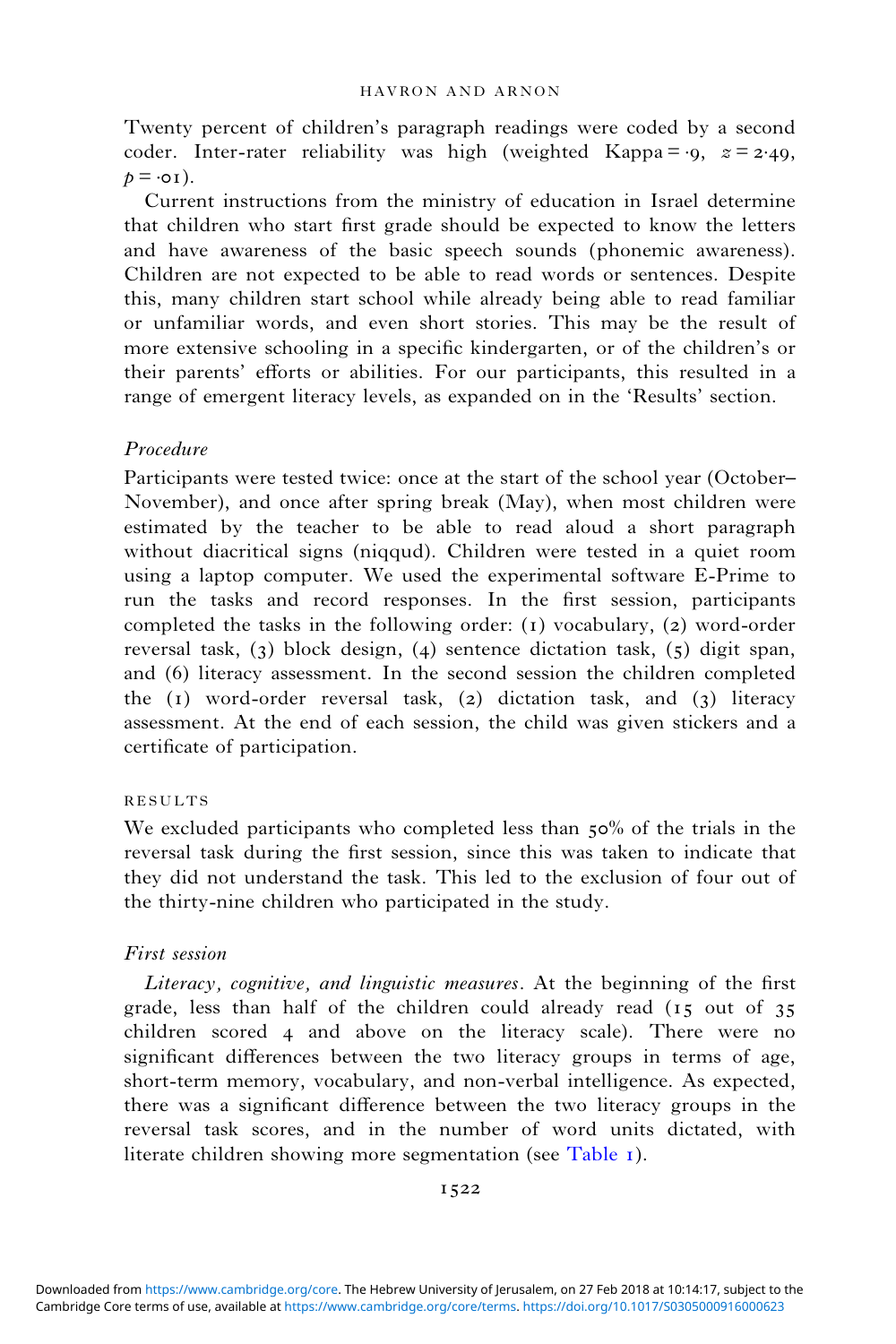Twenty percent of children's paragraph readings were coded by a second coder. Inter-rater reliability was high (weighted Kappa = ·9, $z = 2{\cdot}49$, $p = {\cdot}01$).

Current instructions from the ministry of education in Israel determine that children who start first grade should be expected to know the letters and have awareness of the basic speech sounds (phonemic awareness). Children are not expected to be able to read words or sentences. Despite this, many children start school while already being able to read familiar or unfamiliar words, and even short stories. This may be the result of more extensive schooling in a specific kindergarten, or of the children's or their parents' efforts or abilities. For our participants, this resulted in a range of emergent literacy levels, as expanded on in the 'Results' section.

### *Procedure*

Participants were tested twice: once at the start of the school year (October–November), and once after spring break (May), when most children were estimated by the teacher to be able to read aloud a short paragraph without diacritical signs (niqqud). Children were tested in a quiet room using a laptop computer. We used the experimental software E-Prime to run the tasks and record responses. In the first session, participants completed the tasks in the following order: (1) vocabulary, (2) word-order reversal task, (3) block design, (4) sentence dictation task, (5) digit span, and (6) literacy assessment. In the second session the children completed the (1) word-order reversal task, (2) dictation task, and (3) literacy assessment. At the end of each session, the child was given stickers and a certificate of participation.

## RESULTS

We excluded participants who completed less than 50% of the trials in the reversal task during the first session, since this was taken to indicate that they did not understand the task. This led to the exclusion of four out of the thirty-nine children who participated in the study.

### *First session*

*Literacy, cognitive, and linguistic measures*. At the beginning of the first grade, less than half of the children could already read (15 out of 35 children scored 4 and above on the literacy scale). There were no significant differences between the two literacy groups in terms of age, short-term memory, vocabulary, and non-verbal intelligence. As expected, there was a significant difference between the two literacy groups in the reversal task scores, and in the number of word units dictated, with literate children showing more segmentation (see Table 1).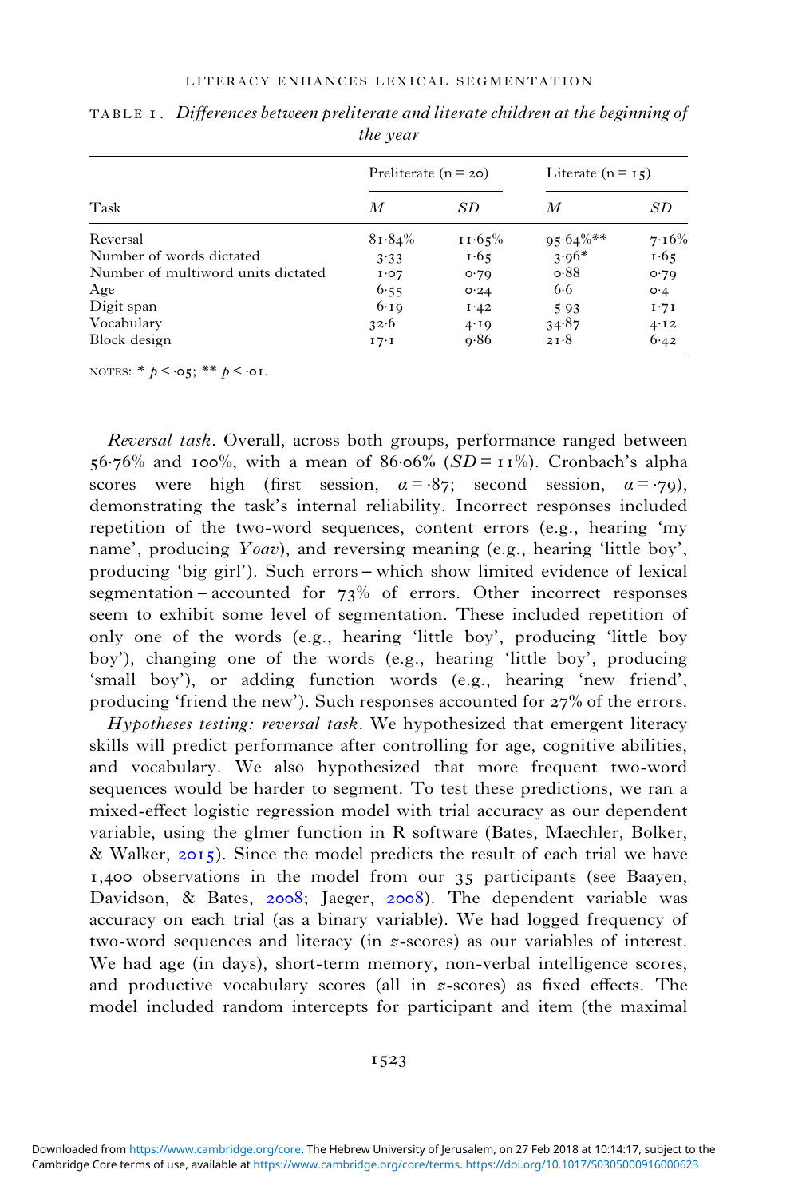TABLE 1. *Differences between preliterate and literate children at the beginning of the year*

| Task | Preliterate (n = 20) | | Literate (n = 15) | |
|---|---|---|---|---|
| | *M* | *SD* | *M* | *SD* |
| Reversal | 81·84% | 11·65% | 95·64%** | 7·16% |
| Number of words dictated | 3·33 | 1·65 | 3·96* | 1·65 |
| Number of multiword units dictated | 1·07 | 0·79 | 0·88 | 0·79 |
| Age | 6·55 | 0·24 | 6·6 | 0·4 |
| Digit span | 6·19 | 1·42 | 5·93 | 1·71 |
| Vocabulary | 32·6 | 4·19 | 34·87 | 4·12 |
| Block design | 17·1 | 9·86 | 21·8 | 6·42 |

NOTES: * $p < ·05$; ** $p < ·01$.

*Reversal task*. Overall, across both groups, performance ranged between 56·76% and 100%, with a mean of 86·06% ($SD = 11\%$). Cronbach's alpha scores were high (first session, $\alpha = ·87$; second session, $\alpha = ·79$), demonstrating the task's internal reliability. Incorrect responses included repetition of the two-word sequences, content errors (e.g., hearing 'my name', producing *Yoav*), and reversing meaning (e.g., hearing 'little boy', producing 'big girl'). Such errors – which show limited evidence of lexical segmentation – accounted for 73% of errors. Other incorrect responses seem to exhibit some level of segmentation. These included repetition of only one of the words (e.g., hearing 'little boy', producing 'little boy boy'), changing one of the words (e.g., hearing 'little boy', producing 'small boy'), or adding function words (e.g., hearing 'new friend', producing 'friend the new'). Such responses accounted for 27% of the errors.

*Hypotheses testing: reversal task*. We hypothesized that emergent literacy skills will predict performance after controlling for age, cognitive abilities, and vocabulary. We also hypothesized that more frequent two-word sequences would be harder to segment. To test these predictions, we ran a mixed-effect logistic regression model with trial accuracy as our dependent variable, using the glmer function in R software (Bates, Maechler, Bolker, & Walker, 2015). Since the model predicts the result of each trial we have 1,400 observations in the model from our 35 participants (see Baayen, Davidson, & Bates, 2008; Jaeger, 2008). The dependent variable was accuracy on each trial (as a binary variable). We had logged frequency of two-word sequences and literacy (in *z*-scores) as our variables of interest. We had age (in days), short-term memory, non-verbal intelligence scores, and productive vocabulary scores (all in *z*-scores) as fixed effects. The model included random intercepts for participant and item (the maximal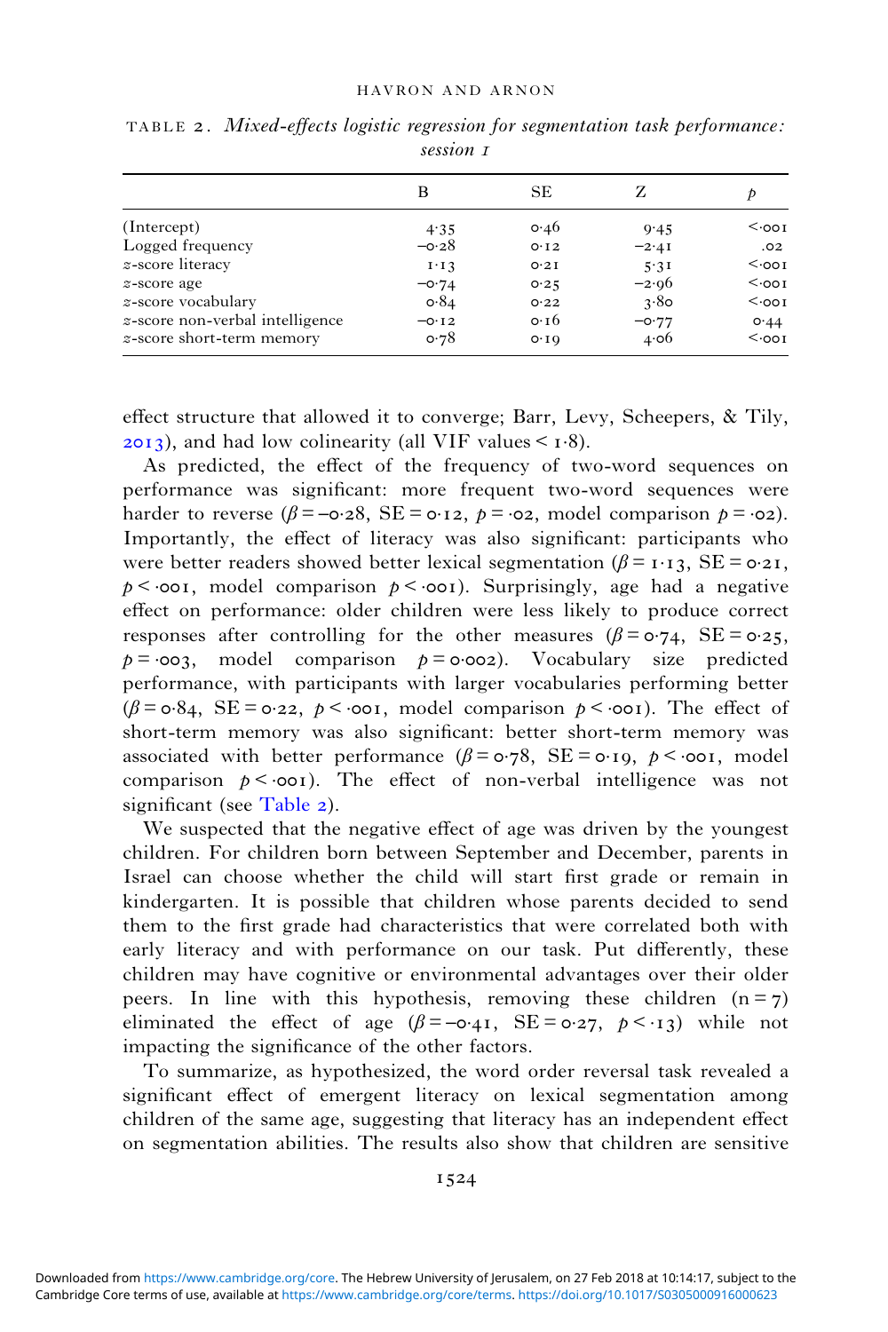TABLE 2. *Mixed-effects logistic regression for segmentation task performance: session 1*

| | B | SE | Z | $p$ |
|---|---|---|---|---|
| (Intercept) | 4·35 | 0·46 | 9·45 | <·001 |
| Logged frequency | −0·28 | 0·12 | −2·41 | .02 |
| *z*-score literacy | 1·13 | 0·21 | 5·31 | <·001 |
| *z*-score age | −0·74 | 0·25 | −2·96 | <·001 |
| *z*-score vocabulary | 0·84 | 0·22 | 3·80 | <·001 |
| *z*-score non-verbal intelligence | −0·12 | 0·16 | −0·77 | 0·44 |
| *z*-score short-term memory | 0·78 | 0·19 | 4·06 | <·001 |

effect structure that allowed it to converge; Barr, Levy, Scheepers, & Tily, 2013), and had low colinearity (all VIF values < 1·8).

As predicted, the effect of the frequency of two-word sequences on performance was significant: more frequent two-word sequences were harder to reverse ($\beta = -0{\cdot}28$, SE = 0·12, $p = {\cdot}02$, model comparison $p = {\cdot}02$). Importantly, the effect of literacy was also significant: participants who were better readers showed better lexical segmentation ($\beta = 1{\cdot}13$, SE = 0·21, $p < {\cdot}001$, model comparison $p < {\cdot}001$). Surprisingly, age had a negative effect on performance: older children were less likely to produce correct responses after controlling for the other measures ($\beta = 0{\cdot}74$, SE = 0·25, $p = {\cdot}003$, model comparison $p = 0{\cdot}002$). Vocabulary size predicted performance, with participants with larger vocabularies performing better ($\beta = 0{\cdot}84$, SE = 0·22, $p < {\cdot}001$, model comparison $p < {\cdot}001$). The effect of short-term memory was also significant: better short-term memory was associated with better performance ($\beta = 0{\cdot}78$, SE = 0·19, $p < {\cdot}001$, model comparison $p < {\cdot}001$). The effect of non-verbal intelligence was not significant (see Table 2).

We suspected that the negative effect of age was driven by the youngest children. For children born between September and December, parents in Israel can choose whether the child will start first grade or remain in kindergarten. It is possible that children whose parents decided to send them to the first grade had characteristics that were correlated both with early literacy and with performance on our task. Put differently, these children may have cognitive or environmental advantages over their older peers. In line with this hypothesis, removing these children ($n = 7$) eliminated the effect of age ($\beta = -0{\cdot}41$, SE = 0·27, $p < {\cdot}13$) while not impacting the significance of the other factors.

To summarize, as hypothesized, the word order reversal task revealed a significant effect of emergent literacy on lexical segmentation among children of the same age, suggesting that literacy has an independent effect on segmentation abilities. The results also show that children are sensitive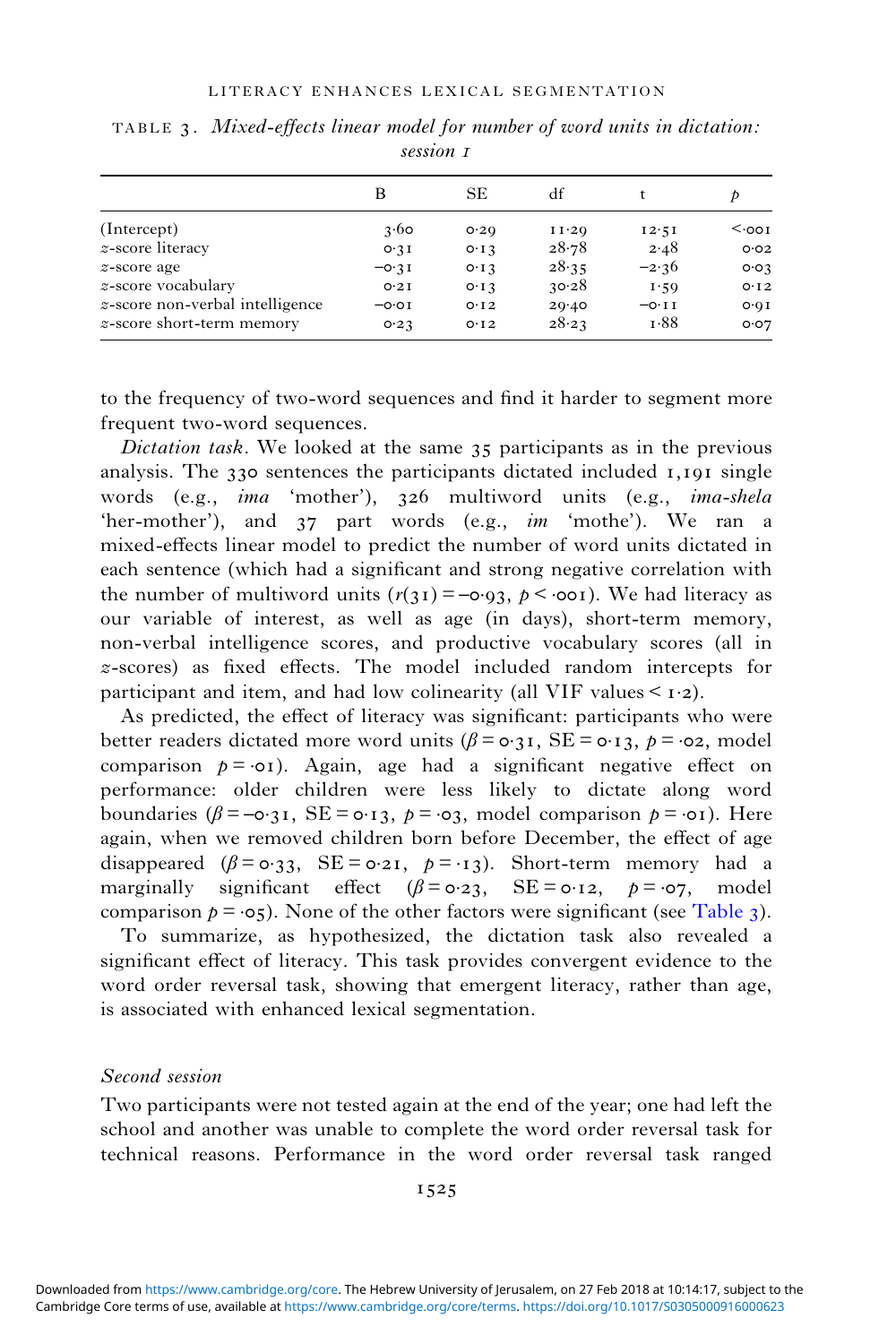TABLE 3. *Mixed-effects linear model for number of word units in dictation: session 1*

| | B | SE | df | t | $p$ |
|---|---|---|---|---|---|
| (Intercept) | 3·60 | 0·29 | 11·29 | 12·51 | <·001 |
| $z$-score literacy | 0·31 | 0·13 | 28·78 | 2·48 | 0·02 |
| $z$-score age | −0·31 | 0·13 | 28·35 | −2·36 | 0·03 |
| $z$-score vocabulary | 0·21 | 0·13 | 30·28 | 1·59 | 0·12 |
| $z$-score non-verbal intelligence | −0·01 | 0·12 | 29·40 | −0·11 | 0·91 |
| $z$-score short-term memory | 0·23 | 0·12 | 28·23 | 1·88 | 0·07 |

to the frequency of two-word sequences and find it harder to segment more frequent two-word sequences.

*Dictation task*. We looked at the same 35 participants as in the previous analysis. The 330 sentences the participants dictated included 1,191 single words (e.g., *ima* 'mother'), 326 multiword units (e.g., *ima-shela* 'her-mother'), and 37 part words (e.g., *im* 'mothe'). We ran a mixed-effects linear model to predict the number of word units dictated in each sentence (which had a significant and strong negative correlation with the number of multiword units ($r(31) = -0{\cdot}93$, $p < {\cdot}001$). We had literacy as our variable of interest, as well as age (in days), short-term memory, non-verbal intelligence scores, and productive vocabulary scores (all in $z$-scores) as fixed effects. The model included random intercepts for participant and item, and had low colinearity (all VIF values < 1·2).

As predicted, the effect of literacy was significant: participants who were better readers dictated more word units ($\beta = 0{\cdot}31$, SE = 0·13, $p = {\cdot}02$, model comparison $p = {\cdot}01$). Again, age had a significant negative effect on performance: older children were less likely to dictate along word boundaries ($\beta = -0{\cdot}31$, SE = 0·13, $p = {\cdot}03$, model comparison $p = {\cdot}01$). Here again, when we removed children born before December, the effect of age disappeared ($\beta = 0{\cdot}33$, SE = 0·21, $p = {\cdot}13$). Short-term memory had a marginally significant effect ($\beta = 0{\cdot}23$, SE = 0·12, $p = {\cdot}07$, model comparison $p = {\cdot}05$). None of the other factors were significant (see Table 3).

To summarize, as hypothesized, the dictation task also revealed a significant effect of literacy. This task provides convergent evidence to the word order reversal task, showing that emergent literacy, rather than age, is associated with enhanced lexical segmentation.

### *Second session*

Two participants were not tested again at the end of the year; one had left the school and another was unable to complete the word order reversal task for technical reasons. Performance in the word order reversal task ranged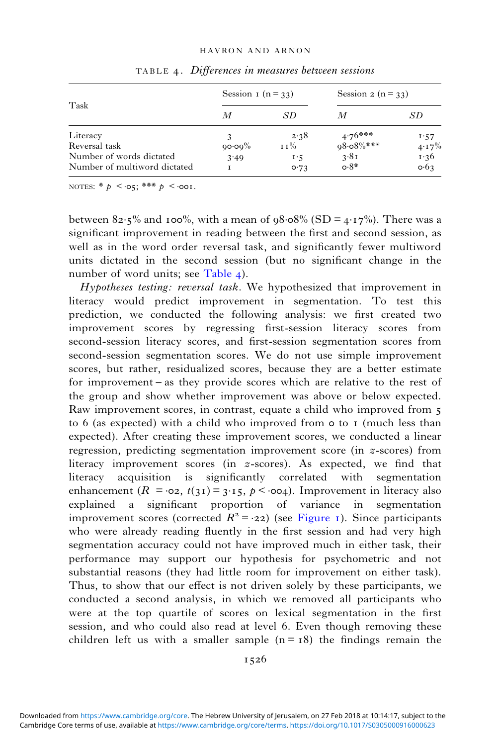TABLE 4. *Differences in measures between sessions*

| Task | Session 1 (n = 33) | | Session 2 (n = 33) | |
|---|---|---|---|---|
| | *M* | *SD* | *M* | *SD* |
| Literacy | 3 | 2·38 | 4·76*** | 1·57 |
| Reversal task | 90·09% | 11% | 98·08%*** | 4·17% |
| Number of words dictated | 3·49 | 1·5 | 3·81 | 1·36 |
| Number of multiword dictated | 1 | 0·73 | 0·8* | 0·63 |

NOTES: * $p < \cdot 05$; *** $p < \cdot 001$.

between 82·5% and 100%, with a mean of 98·08% (SD = 4·17%). There was a significant improvement in reading between the first and second session, as well as in the word order reversal task, and significantly fewer multiword units dictated in the second session (but no significant change in the number of word units; see Table 4).

*Hypotheses testing: reversal task*. We hypothesized that improvement in literacy would predict improvement in segmentation. To test this prediction, we conducted the following analysis: we first created two improvement scores by regressing first-session literacy scores from second-session literacy scores, and first-session segmentation scores from second-session segmentation scores. We do not use simple improvement scores, but rather, residualized scores, because they are a better estimate for improvement – as they provide scores which are relative to the rest of the group and show whether improvement was above or below expected. Raw improvement scores, in contrast, equate a child who improved from 5 to 6 (as expected) with a child who improved from 0 to 1 (much less than expected). After creating these improvement scores, we conducted a linear regression, predicting segmentation improvement score (in *z*-scores) from literacy improvement scores (in *z*-scores). As expected, we find that literacy acquisition is significantly correlated with segmentation enhancement ($R = \cdot 02$, $t(31) = 3 \cdot 15$, $p < \cdot 004$). Improvement in literacy also explained a significant proportion of variance in segmentation improvement scores (corrected $R^2 = \cdot 22$) (see Figure 1). Since participants who were already reading fluently in the first session and had very high segmentation accuracy could not have improved much in either task, their performance may support our hypothesis for psychometric and not substantial reasons (they had little room for improvement on either task). Thus, to show that our effect is not driven solely by these participants, we conducted a second analysis, in which we removed all participants who were at the top quartile of scores on lexical segmentation in the first session, and who could also read at level 6. Even though removing these children left us with a smaller sample (n = 18) the findings remain the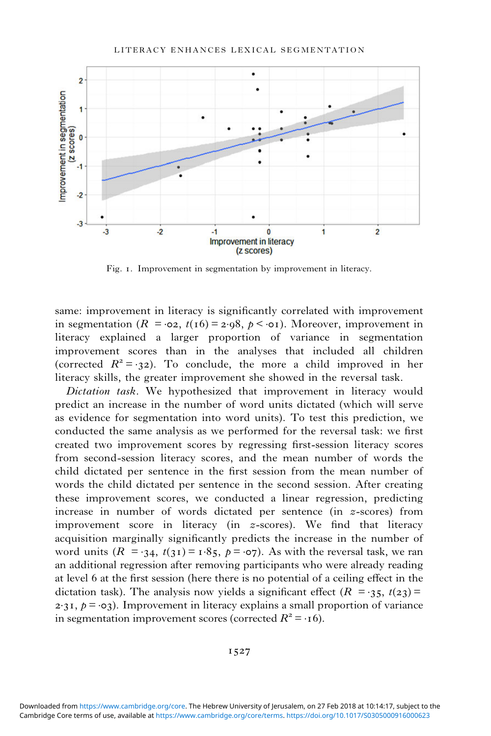Fig. 1. Improvement in segmentation by improvement in literacy.

same: improvement in literacy is significantly correlated with improvement in segmentation ($R = {\cdot}02$, $t(16) = 2{\cdot}98$, $p < {\cdot}01$). Moreover, improvement in literacy explained a larger proportion of variance in segmentation improvement scores than in the analyses that included all children (corrected $R^2 = {\cdot}32$). To conclude, the more a child improved in her literacy skills, the greater improvement she showed in the reversal task.

*Dictation task*. We hypothesized that improvement in literacy would predict an increase in the number of word units dictated (which will serve as evidence for segmentation into word units). To test this prediction, we conducted the same analysis as we performed for the reversal task: we first created two improvement scores by regressing first-session literacy scores from second-session literacy scores, and the mean number of words the child dictated per sentence in the first session from the mean number of words the child dictated per sentence in the second session. After creating these improvement scores, we conducted a linear regression, predicting increase in number of words dictated per sentence (in $z$-scores) from improvement score in literacy (in $z$-scores). We find that literacy acquisition marginally significantly predicts the increase in the number of word units ($R = {\cdot}34$, $t(31) = 1{\cdot}85$, $p = {\cdot}07$). As with the reversal task, we ran an additional regression after removing participants who were already reading at level 6 at the first session (here there is no potential of a ceiling effect in the dictation task). The analysis now yields a significant effect ($R = {\cdot}35$, $t(23) = 2{\cdot}31$, $p = {\cdot}03$). Improvement in literacy explains a small proportion of variance in segmentation improvement scores (corrected $R^2 = {\cdot}16$).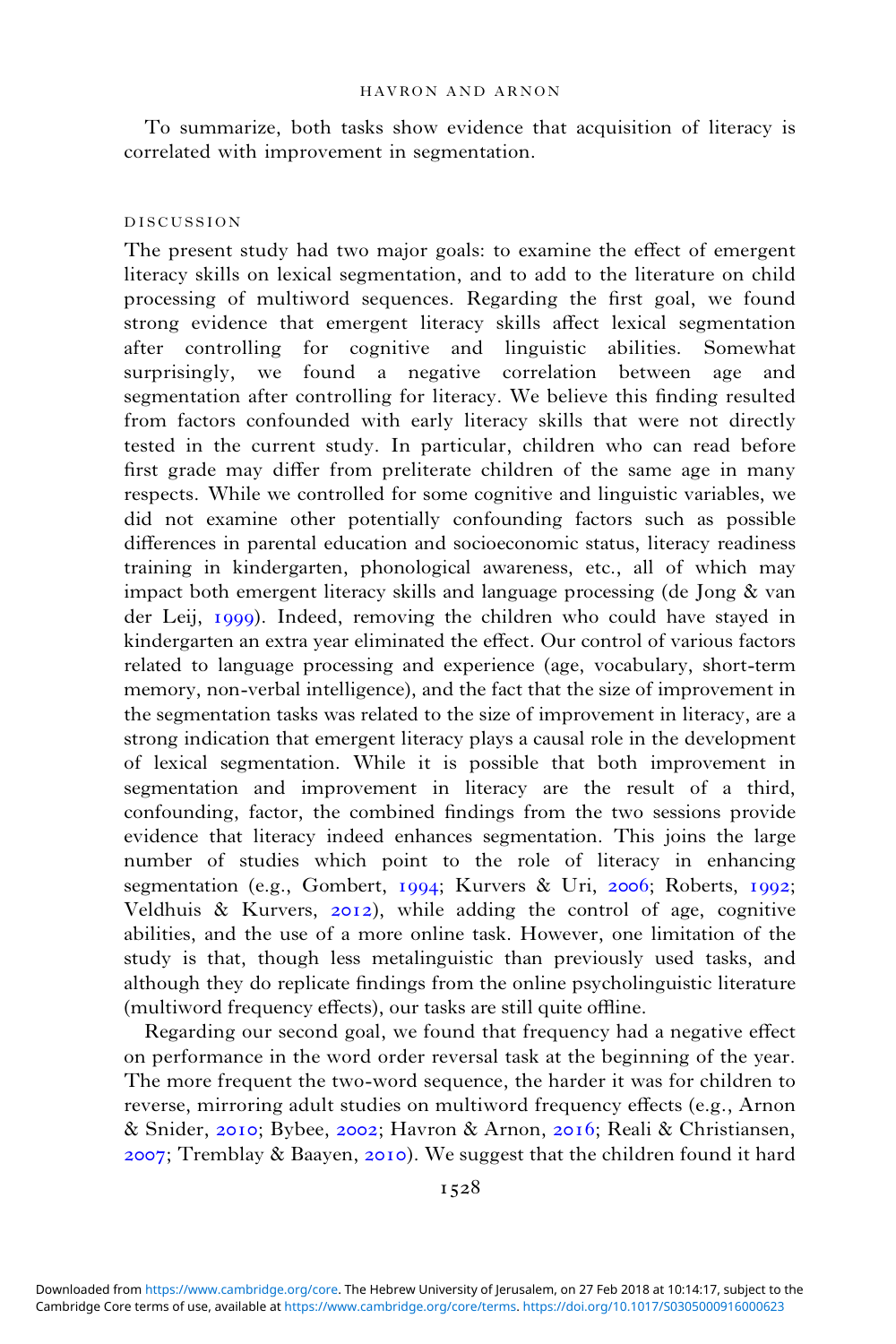To summarize, both tasks show evidence that acquisition of literacy is correlated with improvement in segmentation.

## DISCUSSION

The present study had two major goals: to examine the effect of emergent literacy skills on lexical segmentation, and to add to the literature on child processing of multiword sequences. Regarding the first goal, we found strong evidence that emergent literacy skills affect lexical segmentation after controlling for cognitive and linguistic abilities. Somewhat surprisingly, we found a negative correlation between age and segmentation after controlling for literacy. We believe this finding resulted from factors confounded with early literacy skills that were not directly tested in the current study. In particular, children who can read before first grade may differ from preliterate children of the same age in many respects. While we controlled for some cognitive and linguistic variables, we did not examine other potentially confounding factors such as possible differences in parental education and socioeconomic status, literacy readiness training in kindergarten, phonological awareness, etc., all of which may impact both emergent literacy skills and language processing (de Jong & van der Leij, 1999). Indeed, removing the children who could have stayed in kindergarten an extra year eliminated the effect. Our control of various factors related to language processing and experience (age, vocabulary, short-term memory, non-verbal intelligence), and the fact that the size of improvement in the segmentation tasks was related to the size of improvement in literacy, are a strong indication that emergent literacy plays a causal role in the development of lexical segmentation. While it is possible that both improvement in segmentation and improvement in literacy are the result of a third, confounding, factor, the combined findings from the two sessions provide evidence that literacy indeed enhances segmentation. This joins the large number of studies which point to the role of literacy in enhancing segmentation (e.g., Gombert, 1994; Kurvers & Uri, 2006; Roberts, 1992; Veldhuis & Kurvers, 2012), while adding the control of age, cognitive abilities, and the use of a more online task. However, one limitation of the study is that, though less metalinguistic than previously used tasks, and although they do replicate findings from the online psycholinguistic literature (multiword frequency effects), our tasks are still quite offline.

Regarding our second goal, we found that frequency had a negative effect on performance in the word order reversal task at the beginning of the year. The more frequent the two-word sequence, the harder it was for children to reverse, mirroring adult studies on multiword frequency effects (e.g., Arnon & Snider, 2010; Bybee, 2002; Havron & Arnon, 2016; Reali & Christiansen, 2007; Tremblay & Baayen, 2010). We suggest that the children found it hard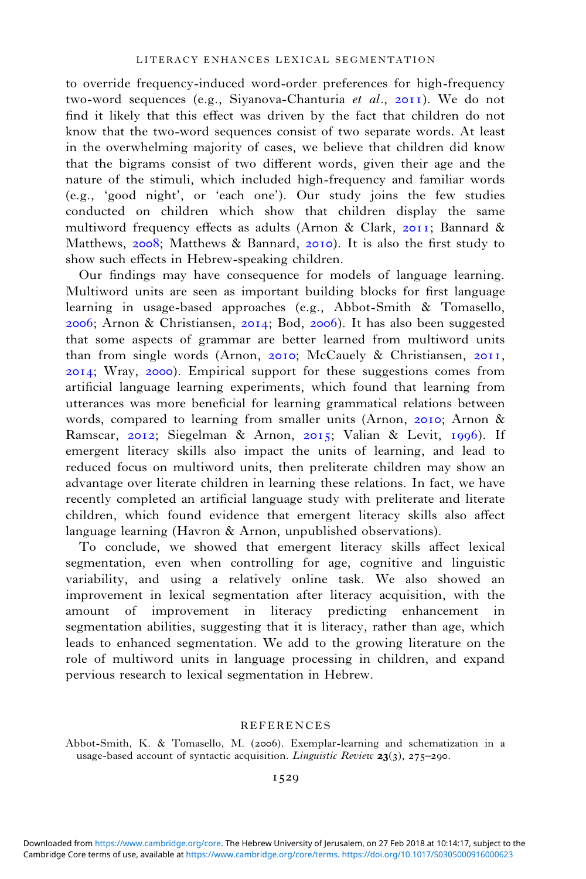to override frequency-induced word-order preferences for high-frequency two-word sequences (e.g., Siyanova-Chanturia *et al.*, 2011). We do not find it likely that this effect was driven by the fact that children do not know that the two-word sequences consist of two separate words. At least in the overwhelming majority of cases, we believe that children did know that the bigrams consist of two different words, given their age and the nature of the stimuli, which included high-frequency and familiar words (e.g., 'good night', or 'each one'). Our study joins the few studies conducted on children which show that children display the same multiword frequency effects as adults (Arnon & Clark, 2011; Bannard & Matthews, 2008; Matthews & Bannard, 2010). It is also the first study to show such effects in Hebrew-speaking children.

Our findings may have consequence for models of language learning. Multiword units are seen as important building blocks for first language learning in usage-based approaches (e.g., Abbot-Smith & Tomasello, 2006; Arnon & Christiansen, 2014; Bod, 2006). It has also been suggested that some aspects of grammar are better learned from multiword units than from single words (Arnon, 2010; McCauely & Christiansen, 2011, 2014; Wray, 2000). Empirical support for these suggestions comes from artificial language learning experiments, which found that learning from utterances was more beneficial for learning grammatical relations between words, compared to learning from smaller units (Arnon, 2010; Arnon & Ramscar, 2012; Siegelman & Arnon, 2015; Valian & Levit, 1996). If emergent literacy skills also impact the units of learning, and lead to reduced focus on multiword units, then preliterate children may show an advantage over literate children in learning these relations. In fact, we have recently completed an artificial language study with preliterate and literate children, which found evidence that emergent literacy skills also affect language learning (Havron & Arnon, unpublished observations).

To conclude, we showed that emergent literacy skills affect lexical segmentation, even when controlling for age, cognitive and linguistic variability, and using a relatively online task. We also showed an improvement in lexical segmentation after literacy acquisition, with the amount of improvement in literacy predicting enhancement in segmentation abilities, suggesting that it is literacy, rather than age, which leads to enhanced segmentation. We add to the growing literature on the role of multiword units in language processing in children, and expand pervious research to lexical segmentation in Hebrew.

## REFERENCES

Abbot-Smith, K. & Tomasello, M. (2006). Exemplar-learning and schematization in a usage-based account of syntactic acquisition. *Linguistic Review* **23**(3), 275–290.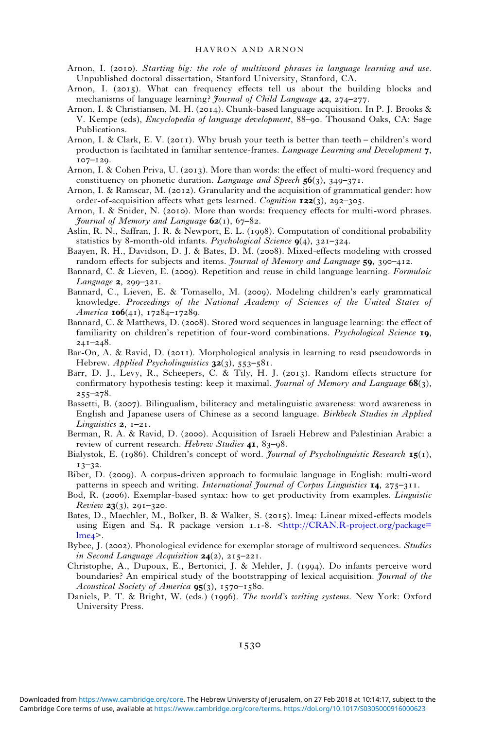Arnon, I. (2010). *Starting big: the role of multiword phrases in language learning and use*. Unpublished doctoral dissertation, Stanford University, Stanford, CA.

Arnon, I. (2015). What can frequency effects tell us about the building blocks and mechanisms of language learning? *Journal of Child Language* **42**, 274–277.

Arnon, I. & Christiansen, M. H. (2014). Chunk-based language acquisition. In P. J. Brooks & V. Kempe (eds), *Encyclopedia of language development*, 88–90. Thousand Oaks, CA: Sage Publications.

Arnon, I. & Clark, E. V. (2011). Why brush your teeth is better than teeth – children's word production is facilitated in familiar sentence-frames. *Language Learning and Development* **7**, 107–129.

Arnon, I. & Cohen Priva, U. (2013). More than words: the effect of multi-word frequency and constituency on phonetic duration. *Language and Speech* **56**(3), 349–371.

Arnon, I. & Ramscar, M. (2012). Granularity and the acquisition of grammatical gender: how order-of-acquisition affects what gets learned. *Cognition* **122**(3), 292–305.

Arnon, I. & Snider, N. (2010). More than words: frequency effects for multi-word phrases. *Journal of Memory and Language* **62**(1), 67–82.

Aslin, R. N., Saffran, J. R. & Newport, E. L. (1998). Computation of conditional probability statistics by 8-month-old infants. *Psychological Science* **9**(4), 321–324.

Baayen, R. H., Davidson, D. J. & Bates, D. M. (2008). Mixed-effects modeling with crossed random effects for subjects and items. *Journal of Memory and Language* **59**, 390–412.

Bannard, C. & Lieven, E. (2009). Repetition and reuse in child language learning. *Formulaic Language* **2**, 299–321.

Bannard, C., Lieven, E. & Tomasello, M. (2009). Modeling children's early grammatical knowledge. *Proceedings of the National Academy of Sciences of the United States of America* **106**(41), 17284–17289.

Bannard, C. & Matthews, D. (2008). Stored word sequences in language learning: the effect of familiarity on children's repetition of four-word combinations. *Psychological Science* **19**, 241–248.

Bar-On, A. & Ravid, D. (2011). Morphological analysis in learning to read pseudowords in Hebrew. *Applied Psycholinguistics* **32**(3), 553–581.

Barr, D. J., Levy, R., Scheepers, C. & Tily, H. J. (2013). Random effects structure for confirmatory hypothesis testing: keep it maximal. *Journal of Memory and Language* **68**(3), 255–278.

Bassetti, B. (2007). Bilingualism, biliteracy and metalinguistic awareness: word awareness in English and Japanese users of Chinese as a second language. *Birkbeck Studies in Applied Linguistics* **2**, 1–21.

Berman, R. A. & Ravid, D. (2000). Acquisition of Israeli Hebrew and Palestinian Arabic: a review of current research. *Hebrew Studies* **41**, 83–98.

Bialystok, E. (1986). Children's concept of word. *Journal of Psycholinguistic Research* **15**(1), 13–32.

Biber, D. (2009). A corpus-driven approach to formulaic language in English: multi-word patterns in speech and writing. *International Journal of Corpus Linguistics* **14**, 275–311.

Bod, R. (2006). Exemplar-based syntax: how to get productivity from examples. *Linguistic Review* **23**(3), 291–320.

Bates, D., Maechler, M., Bolker, B. & Walker, S. (2015). lme4: Linear mixed-effects models using Eigen and S4. R package version 1.1-8. <http://CRAN.R-project.org/package=lme4>.

Bybee, J. (2002). Phonological evidence for exemplar storage of multiword sequences. *Studies in Second Language Acquisition* **24**(2), 215–221.

Christophe, A., Dupoux, E., Bertonici, J. & Mehler, J. (1994). Do infants perceive word boundaries? An empirical study of the bootstrapping of lexical acquisition. *Journal of the Acoustical Society of America* **95**(3), 1570–1580.

Daniels, P. T. & Bright, W. (eds.) (1996). *The world's writing systems*. New York: Oxford University Press.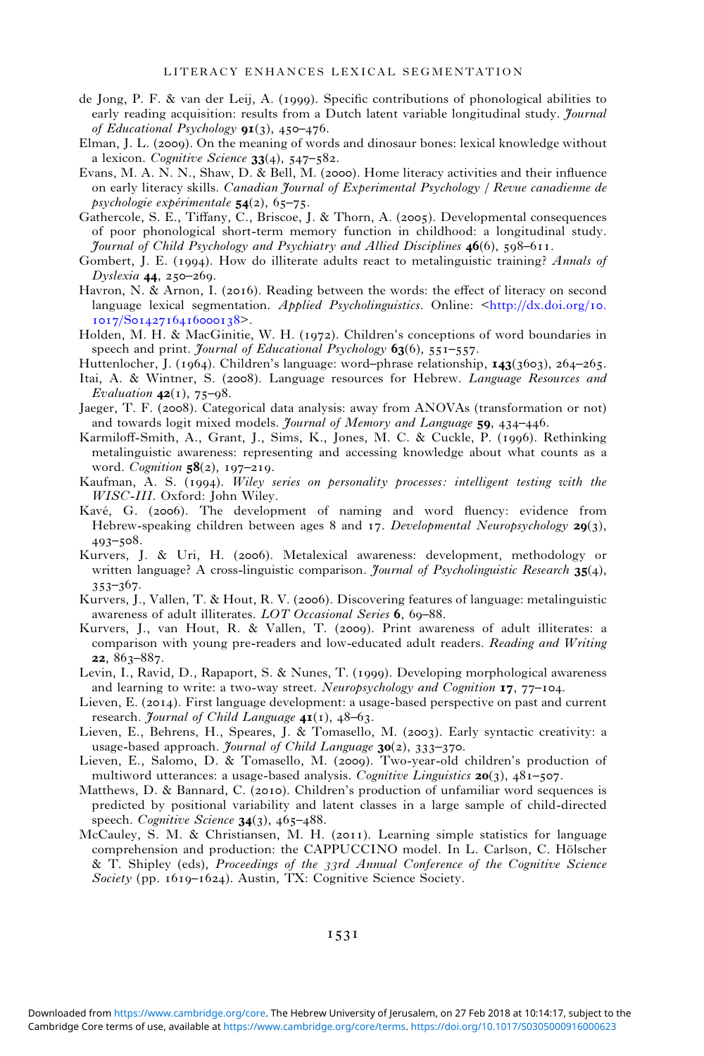de Jong, P. F. & van der Leij, A. (1999). Specific contributions of phonological abilities to early reading acquisition: results from a Dutch latent variable longitudinal study. *Journal of Educational Psychology* **91**(3), 450–476.

Elman, J. L. (2009). On the meaning of words and dinosaur bones: lexical knowledge without a lexicon. *Cognitive Science* **33**(4), 547–582.

Evans, M. A. N. N., Shaw, D. & Bell, M. (2000). Home literacy activities and their influence on early literacy skills. *Canadian Journal of Experimental Psychology / Revue canadienne de psychologie expérimentale* **54**(2), 65–75.

Gathercole, S. E., Tiffany, C., Briscoe, J. & Thorn, A. (2005). Developmental consequences of poor phonological short-term memory function in childhood: a longitudinal study. *Journal of Child Psychology and Psychiatry and Allied Disciplines* **46**(6), 598–611.

Gombert, J. E. (1994). How do illiterate adults react to metalinguistic training? *Annals of Dyslexia* **44**, 250–269.

Havron, N. & Arnon, I. (2016). Reading between the words: the effect of literacy on second language lexical segmentation. *Applied Psycholinguistics*. Online: <http://dx.doi.org/10.1017/S0142716416000138>.

Holden, M. H. & MacGinitie, W. H. (1972). Children's conceptions of word boundaries in speech and print. *Journal of Educational Psychology* **63**(6), 551–557.

Huttenlocher, J. (1964). Children's language: word–phrase relationship, **143**(3603), 264–265.

Itai, A. & Wintner, S. (2008). Language resources for Hebrew. *Language Resources and Evaluation* **42**(1), 75–98.

Jaeger, T. F. (2008). Categorical data analysis: away from ANOVAs (transformation or not) and towards logit mixed models. *Journal of Memory and Language* **59**, 434–446.

Karmiloff-Smith, A., Grant, J., Sims, K., Jones, M. C. & Cuckle, P. (1996). Rethinking metalinguistic awareness: representing and accessing knowledge about what counts as a word. *Cognition* **58**(2), 197–219.

Kaufman, A. S. (1994). *Wiley series on personality processes: intelligent testing with the WISC-III*. Oxford: John Wiley.

Kavé, G. (2006). The development of naming and word fluency: evidence from Hebrew-speaking children between ages 8 and 17. *Developmental Neuropsychology* **29**(3), 493–508.

Kurvers, J. & Uri, H. (2006). Metalexical awareness: development, methodology or written language? A cross-linguistic comparison. *Journal of Psycholinguistic Research* **35**(4), 353–367.

Kurvers, J., Vallen, T. & Hout, R. V. (2006). Discovering features of language: metalinguistic awareness of adult illiterates. *LOT Occasional Series* **6**, 69–88.

Kurvers, J., van Hout, R. & Vallen, T. (2009). Print awareness of adult illiterates: a comparison with young pre-readers and low-educated adult readers. *Reading and Writing* **22**, 863–887.

Levin, I., Ravid, D., Rapaport, S. & Nunes, T. (1999). Developing morphological awareness and learning to write: a two-way street. *Neuropsychology and Cognition* **17**, 77–104.

Lieven, E. (2014). First language development: a usage-based perspective on past and current research. *Journal of Child Language* **41**(1), 48–63.

Lieven, E., Behrens, H., Speares, J. & Tomasello, M. (2003). Early syntactic creativity: a usage-based approach. *Journal of Child Language* **30**(2), 333–370.

Lieven, E., Salomo, D. & Tomasello, M. (2009). Two-year-old children's production of multiword utterances: a usage-based analysis. *Cognitive Linguistics* **20**(3), 481–507.

Matthews, D. & Bannard, C. (2010). Children's production of unfamiliar word sequences is predicted by positional variability and latent classes in a large sample of child-directed speech. *Cognitive Science* **34**(3), 465–488.

McCauley, S. M. & Christiansen, M. H. (2011). Learning simple statistics for language comprehension and production: the CAPPUCCINO model. In L. Carlson, C. Hölscher & T. Shipley (eds), *Proceedings of the 33rd Annual Conference of the Cognitive Science Society* (pp. 1619–1624). Austin, TX: Cognitive Science Society.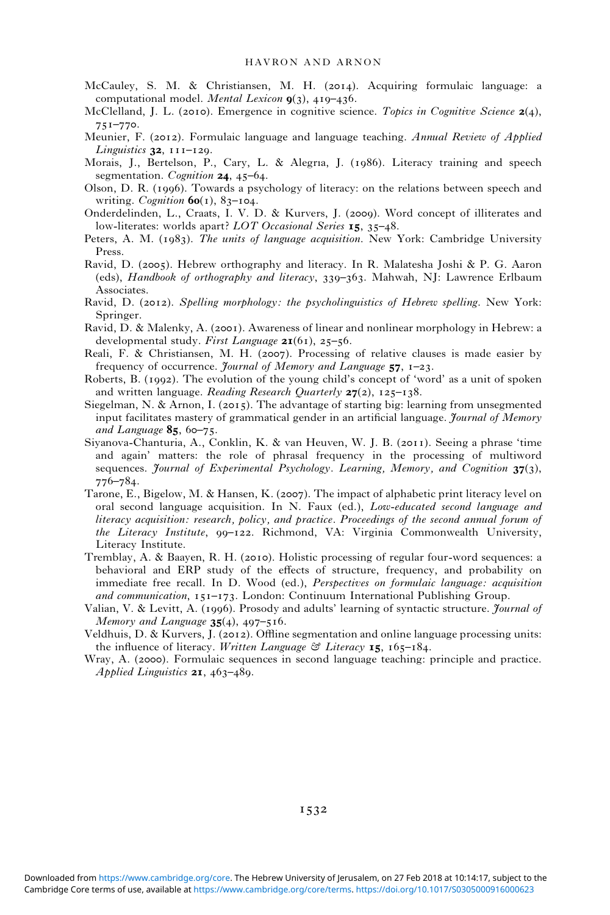McCauley, S. M. & Christiansen, M. H. (2014). Acquiring formulaic language: a computational model. *Mental Lexicon* **9**(3), 419–436.

McClelland, J. L. (2010). Emergence in cognitive science. *Topics in Cognitive Science* **2**(4), 751–770.

Meunier, F. (2012). Formulaic language and language teaching. *Annual Review of Applied Linguistics* **32**, 111–129.

Morais, J., Bertelson, P., Cary, L. & Alegrıa, J. (1986). Literacy training and speech segmentation. *Cognition* **24**, 45–64.

Olson, D. R. (1996). Towards a psychology of literacy: on the relations between speech and writing. *Cognition* **60**(1), 83–104.

Onderdelinden, L., Craats, I. V. D. & Kurvers, J. (2009). Word concept of illiterates and low-literates: worlds apart? *LOT Occasional Series* **15**, 35–48.

Peters, A. M. (1983). *The units of language acquisition*. New York: Cambridge University Press.

Ravid, D. (2005). Hebrew orthography and literacy. In R. Malatesha Joshi & P. G. Aaron (eds), *Handbook of orthography and literacy*, 339–363. Mahwah, NJ: Lawrence Erlbaum Associates.

Ravid, D. (2012). *Spelling morphology: the psycholinguistics of Hebrew spelling*. New York: Springer.

Ravid, D. & Malenky, A. (2001). Awareness of linear and nonlinear morphology in Hebrew: a developmental study. *First Language* **21**(61), 25–56.

Reali, F. & Christiansen, M. H. (2007). Processing of relative clauses is made easier by frequency of occurrence. *Journal of Memory and Language* **57**, 1–23.

Roberts, B. (1992). The evolution of the young child's concept of 'word' as a unit of spoken and written language. *Reading Research Quarterly* **27**(2), 125–138.

Siegelman, N. & Arnon, I. (2015). The advantage of starting big: learning from unsegmented input facilitates mastery of grammatical gender in an artificial language. *Journal of Memory and Language* **85**, 60–75.

Siyanova-Chanturia, A., Conklin, K. & van Heuven, W. J. B. (2011). Seeing a phrase 'time and again' matters: the role of phrasal frequency in the processing of multiword sequences. *Journal of Experimental Psychology. Learning, Memory, and Cognition* **37**(3), 776–784.

Tarone, E., Bigelow, M. & Hansen, K. (2007). The impact of alphabetic print literacy level on oral second language acquisition. In N. Faux (ed.), *Low-educated second language and literacy acquisition: research, policy, and practice. Proceedings of the second annual forum of the Literacy Institute*, 99–122. Richmond, VA: Virginia Commonwealth University, Literacy Institute.

Tremblay, A. & Baayen, R. H. (2010). Holistic processing of regular four-word sequences: a behavioral and ERP study of the effects of structure, frequency, and probability on immediate free recall. In D. Wood (ed.), *Perspectives on formulaic language: acquisition and communication*, 151–173. London: Continuum International Publishing Group.

Valian, V. & Levitt, A. (1996). Prosody and adults' learning of syntactic structure. *Journal of Memory and Language* **35**(4), 497–516.

Veldhuis, D. & Kurvers, J. (2012). Offline segmentation and online language processing units: the influence of literacy. *Written Language & Literacy* **15**, 165–184.

Wray, A. (2000). Formulaic sequences in second language teaching: principle and practice. *Applied Linguistics* **21**, 463–489.

Downloaded from https://www.cambridge.org/core. The Hebrew University of Jerusalem, on 27 Feb 2018 at 10:14:17, subject to the Cambridge Core terms of use, available at https://www.cambridge.org/core/terms. https://doi.org/10.1017/S0305000916000623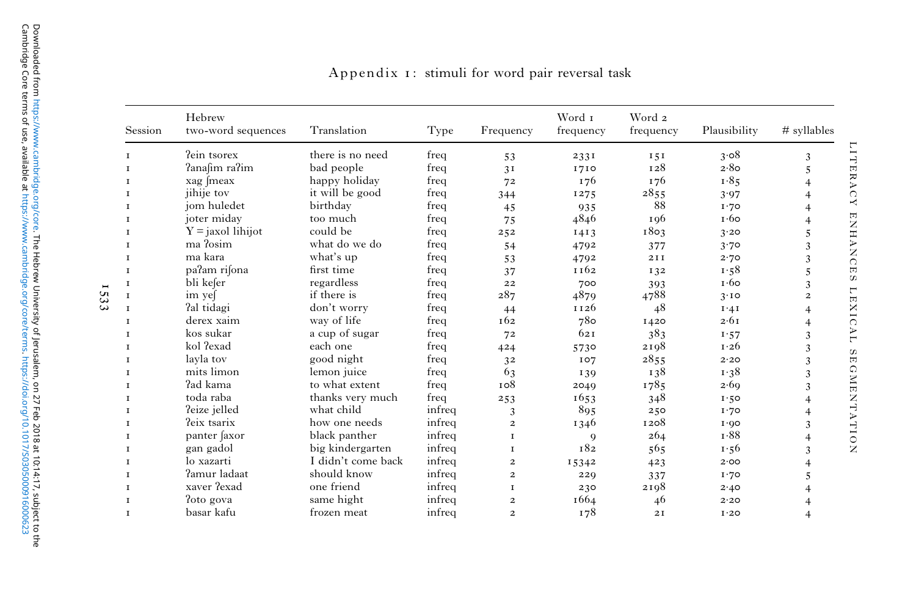## Appendix 1: stimuli for word pair reversal task

| Session | Hebrew two-word sequences | Translation | Type | Frequency | Word 1 frequency | Word 2 frequency | Plausibility | # syllables |
|---|---|---|---|---|---|---|---|---|
| 1 | ʔein tsorex | there is no need | freq | 53 | 2331 | 151 | 3·08 | 3 |
| 1 | ʔanaʃim raʔim | bad people | freq | 31 | 1710 | 128 | 2·80 | 5 |
| 1 | xag ʃmeax | happy holiday | freq | 72 | 176 | 176 | 1·85 | 4 |
| 1 | jihije tov | it will be good | freq | 344 | 1275 | 2855 | 3·97 | 4 |
| 1 | jom huledet | birthday | freq | 45 | 935 | 88 | 1·70 | 4 |
| 1 | joter miday | too much | freq | 75 | 4846 | 196 | 1·60 | 4 |
| 1 | Y = jaxol lihijot | could be | freq | 252 | 1413 | 1803 | 3·20 | 5 |
| 1 | ma ʔosim | what do we do | freq | 54 | 4792 | 377 | 3·70 | 3 |
| 1 | ma kara | what's up | freq | 53 | 4792 | 211 | 2·70 | 3 |
| 1 | paʔam riʃona | first time | freq | 37 | 1162 | 132 | 1·58 | 5 |
| 1 | bli keʃer | regardless | freq | 22 | 700 | 393 | 1·60 | 3 |
| 1 | im yeʃ | if there is | freq | 287 | 4879 | 4788 | 3·10 | 2 |
| 1 | ʔal tidagi | don't worry | freq | 44 | 1126 | 48 | 1·41 | 4 |
| 1 | derex xaim | way of life | freq | 162 | 780 | 1420 | 2·61 | 4 |
| 1 | kos sukar | a cup of sugar | freq | 72 | 621 | 383 | 1·57 | 3 |
| 1 | kol ʔexad | each one | freq | 424 | 5730 | 2198 | 1·26 | 3 |
| 1 | layla tov | good night | freq | 32 | 107 | 2855 | 2·20 | 3 |
| 1 | mits limon | lemon juice | freq | 63 | 139 | 138 | 1·38 | 3 |
| 1 | ʔad kama | to what extent | freq | 108 | 2049 | 1785 | 2·69 | 3 |
| 1 | toda raba | thanks very much | freq | 253 | 1653 | 348 | 1·50 | 4 |
| 1 | ʔeize jelled | what child | infreq | 3 | 895 | 250 | 1·70 | 4 |
| 1 | ʔeix tsarix | how one needs | infreq | 2 | 1346 | 1208 | 1·90 | 3 |
| 1 | panter ʃaxor | black panther | infreq | 1 | 9 | 264 | 1·88 | 4 |
| 1 | gan gadol | big kindergarten | infreq | 1 | 182 | 565 | 1·56 | 3 |
| 1 | lo xazarti | I didn't come back | infreq | 2 | 15342 | 423 | 2·00 | 4 |
| 1 | ʔamur ladaat | should know | infreq | 2 | 229 | 337 | 1·70 | 5 |
| 1 | xaver ʔexad | one friend | infreq | 1 | 230 | 2198 | 2·40 | 4 |
| 1 | ʔoto gova | same hight | infreq | 2 | 1664 | 46 | 2·20 | 4 |
| 1 | basar kafu | frozen meat | infreq | 2 | 178 | 21 | 1·20 | 4 |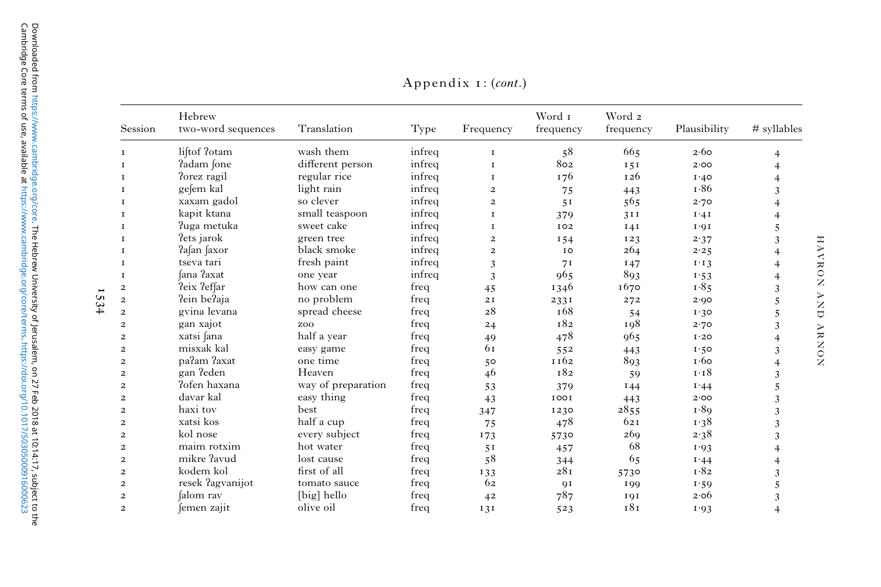Appendix 1: (*cont.*)

| Session | Hebrew two-word sequences | Translation | Type | Frequency | Word 1 frequency | Word 2 frequency | Plausibility | # syllables |
|---|---|---|---|---|---|---|---|---|
| 1 | liʃtof ʔotam | wash them | infreq | 1 | 58 | 665 | 2·60 | 4 |
| 1 | ʔadam ʃone | different person | infreq | 1 | 802 | 151 | 2·00 | 4 |
| 1 | ʔorez ragil | regular rice | infreq | 1 | 176 | 126 | 1·40 | 4 |
| 1 | geʃem kal | light rain | infreq | 2 | 75 | 443 | 1·86 | 3 |
| 1 | xaxam gadol | so clever | infreq | 2 | 51 | 565 | 2·70 | 4 |
| 1 | kapit ktana | small teaspoon | infreq | 1 | 379 | 311 | 1·41 | 4 |
| 1 | ʔuga metuka | sweet cake | infreq | 1 | 102 | 141 | 1·91 | 5 |
| 1 | ʔets jarok | green tree | infreq | 2 | 154 | 123 | 2·37 | 3 |
| 1 | ʔaʃan ʃaxor | black smoke | infreq | 2 | 10 | 264 | 2·25 | 4 |
| 1 | tseva tari | fresh paint | infreq | 3 | 71 | 147 | 1·13 | 4 |
| 1 | ʃana ʔaxat | one year | infreq | 3 | 965 | 893 | 1·53 | 4 |
| 2 | ʔeix ʔefʃar | how can one | freq | 45 | 1346 | 1670 | 1·85 | 3 |
| 2 | ʔein beʔaja | no problem | freq | 21 | 2331 | 272 | 2·90 | 5 |
| 2 | gvina levana | spread cheese | freq | 28 | 168 | 54 | 1·30 | 5 |
| 2 | gan xajot | zoo | freq | 24 | 182 | 198 | 2·70 | 3 |
| 2 | xatsi ʃana | half a year | freq | 49 | 478 | 965 | 1·20 | 4 |
| 2 | misxak kal | easy game | freq | 61 | 552 | 443 | 1·50 | 3 |
| 2 | paʔam ʔaxat | one time | freq | 50 | 1162 | 893 | 1·60 | 4 |
| 2 | gan ʔeden | Heaven | freq | 46 | 182 | 59 | 1·18 | 3 |
| 2 | ʔofen haxana | way of preparation | freq | 53 | 379 | 144 | 1·44 | 5 |
| 2 | davar kal | easy thing | freq | 43 | 1001 | 443 | 2·00 | 3 |
| 2 | haxi tov | best | freq | 347 | 1230 | 2855 | 1·89 | 3 |
| 2 | xatsi kos | half a cup | freq | 75 | 478 | 621 | 1·38 | 3 |
| 2 | kol nose | every subject | freq | 173 | 5730 | 269 | 2·38 | 3 |
| 2 | maim rotxim | hot water | freq | 51 | 457 | 68 | 1·93 | 4 |
| 2 | mikre ʔavud | lost cause | freq | 58 | 344 | 65 | 1·44 | 4 |
| 2 | kodem kol | first of all | freq | 133 | 281 | 5730 | 1·82 | 3 |
| 2 | resek ʔagvanijot | tomato sauce | freq | 62 | 91 | 199 | 1·59 | 5 |
| 2 | ʃalom rav | [big] hello | freq | 42 | 787 | 191 | 2·06 | 3 |
| 2 | ʃemen zajit | olive oil | freq | 131 | 523 | 181 | 1·93 | 4 |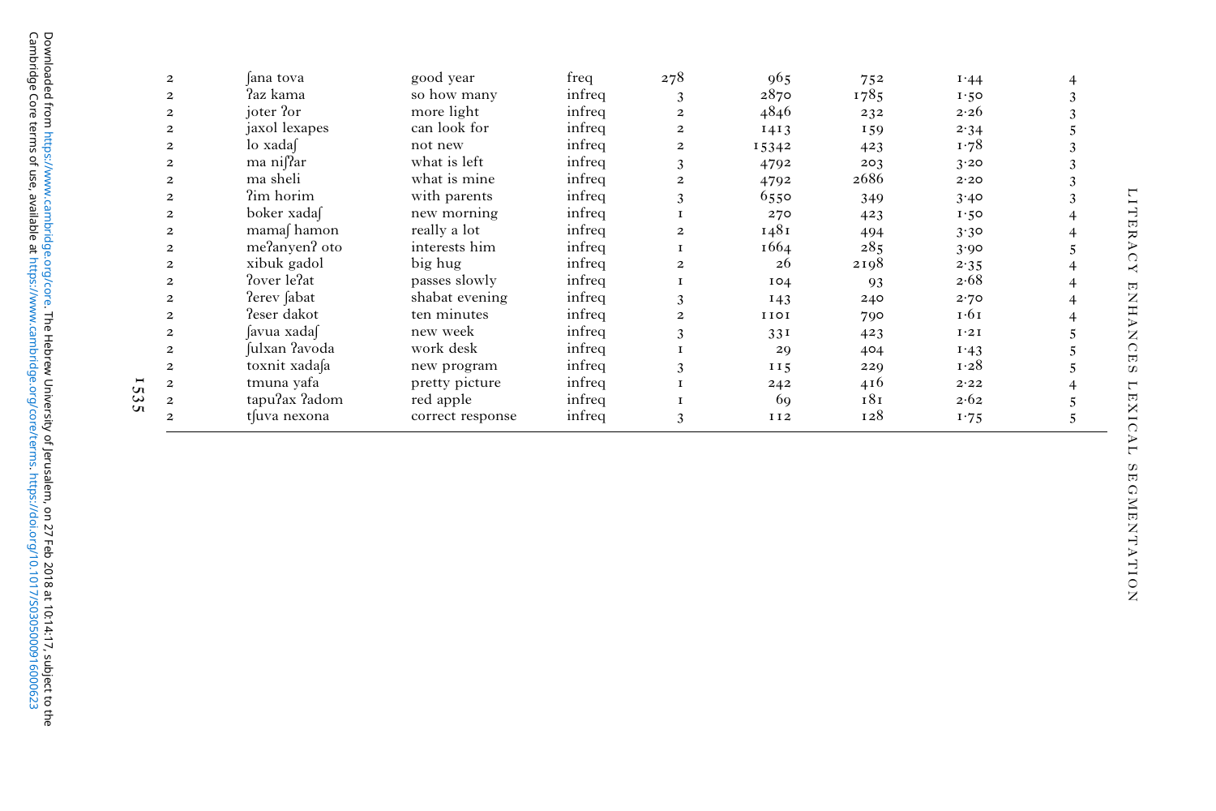| | | | | | | | | |
|---|---|---|---|---|---|---|---|---|
| 2 | ʃana tova | good year | freq | 278 | 965 | 752 | 1·44 | 4 |
| 2 | ʔaz kama | so how many | infreq | 3 | 2870 | 1785 | 1·50 | 3 |
| 2 | joter ʔor | more light | infreq | 2 | 4846 | 232 | 2·26 | 3 |
| 2 | jaxol lexapes | can look for | infreq | 2 | 1413 | 159 | 2·34 | 5 |
| 2 | lo xadaʃ | not new | infreq | 2 | 15342 | 423 | 1·78 | 3 |
| 2 | ma niʃʔar | what is left | infreq | 3 | 4792 | 203 | 3·20 | 3 |
| 2 | ma sheli | what is mine | infreq | 2 | 4792 | 2686 | 2·20 | 3 |
| 2 | ʔim horim | with parents | infreq | 3 | 6550 | 349 | 3·40 | 3 |
| 2 | boker xadaʃ | new morning | infreq | 1 | 270 | 423 | 1·50 | 4 |
| 2 | mamaʃ hamon | really a lot | infreq | 2 | 1481 | 494 | 3·30 | 4 |
| 2 | meʔanyenʔ oto | interests him | infreq | 1 | 1664 | 285 | 3·90 | 5 |
| 2 | xibuk gadol | big hug | infreq | 2 | 26 | 2198 | 2·35 | 4 |
| 2 | ʔover leʔat | passes slowly | infreq | 1 | 104 | 93 | 2·68 | 4 |
| 2 | ʔerev ʃabat | shabat evening | infreq | 3 | 143 | 240 | 2·70 | 4 |
| 2 | ʔeser dakot | ten minutes | infreq | 2 | 1101 | 790 | 1·61 | 4 |
| 2 | ʃavua xadaʃ | new week | infreq | 3 | 331 | 423 | 1·21 | 5 |
| 2 | ʃulxan ʔavoda | work desk | infreq | 1 | 29 | 404 | 1·43 | 5 |
| 2 | toxnit xadaʃa | new program | infreq | 3 | 115 | 229 | 1·28 | 5 |
| 2 | tmuna yafa | pretty picture | infreq | 1 | 242 | 416 | 2·22 | 4 |
| 2 | tapuʔax ʔadom | red apple | infreq | 1 | 69 | 181 | 2·62 | 5 |
| 2 | tʃuva nexona | correct response | infreq | 3 | 112 | 128 | 1·75 | 5 |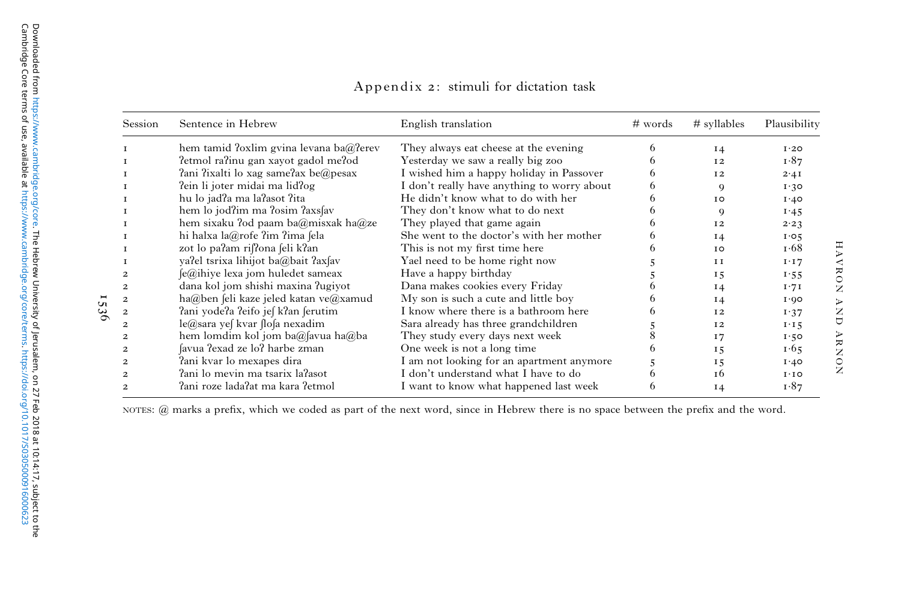## Appendix 2: stimuli for dictation task

| Session | Sentence in Hebrew | English translation | # words | # syllables | Plausibility |
|---|---|---|---|---|---|
| 1 | hem tamid ʔoxlim gvina levana ba@ʔerev | They always eat cheese at the evening | 6 | 14 | 1·20 |
| 1 | ʔetmol raʔinu gan xayot gadol meʔod | Yesterday we saw a really big zoo | 6 | 12 | 1·87 |
| 1 | ʔani ʔixalti lo xag sameʔax be@pesax | I wished him a happy holiday in Passover | 6 | 12 | 2·41 |
| 1 | ʔein li joter midai ma lidʔog | I don't really have anything to worry about | 6 | 9 | 1·30 |
| 1 | hu lo jadʔa ma laʔasot ʔita | He didn't know what to do with her | 6 | 10 | 1·40 |
| 1 | hem lo jodʔim ma ʔosim ʔaxsʃav | They don't know what to do next | 6 | 9 | 1·45 |
| 1 | hem sixaku ʔod paam ba@misxak ha@ze | They played that game again | 6 | 12 | 2·23 |
| 1 | hi halxa la@rofe ʔim ʔima ʃela | She went to the doctor's with her mother | 6 | 14 | 1·05 |
| 1 | zot lo paʔam riʃʔona ʃeli kʔan | This is not my first time here | 6 | 10 | 1·68 |
| 1 | yaʔel tsrixa lihijot ba@bait ʔaxʃav | Yael need to be home right now | 5 | 11 | 1·17 |
| 2 | ʃe@ihiye lexa jom huledet sameax | Have a happy birthday | 5 | 15 | 1·55 |
| 2 | dana kol jom shishi maxina ʔugiyot | Dana makes cookies every Friday | 6 | 14 | 1·71 |
| 2 | ha@ben ʃeli kaze jeled katan ve@xamud | My son is such a cute and little boy | 6 | 14 | 1·90 |
| 2 | ʔani yodeʔa ʔeifo jeʃ kʔan ʃerutim | I know where there is a bathroom here | 6 | 12 | 1·37 |
| 2 | le@sara yeʃ kvar ʃloʃa nexadim | Sara already has three grandchildren | 5 | 12 | 1·15 |
| 2 | hem lomdim kol jom ba@ʃavua ha@ba | They study every days next week | 8 | 17 | 1·50 |
| 2 | ʃavua ʔexad ze loʔ harbe zman | One week is not a long time | 6 | 15 | 1·65 |
| 2 | ʔani kvar lo mexapes dira | I am not looking for an apartment anymore | 5 | 15 | 1·40 |
| 2 | ʔani lo mevin ma tsarix laʔasot | I don't understand what I have to do | 6 | 16 | 1·10 |
| 2 | ʔani roze ladaʔat ma kara ʔetmol | I want to know what happened last week | 6 | 14 | 1·87 |

NOTES: @ marks a prefix, which we coded as part of the next word, since in Hebrew there is no space between the prefix and the word.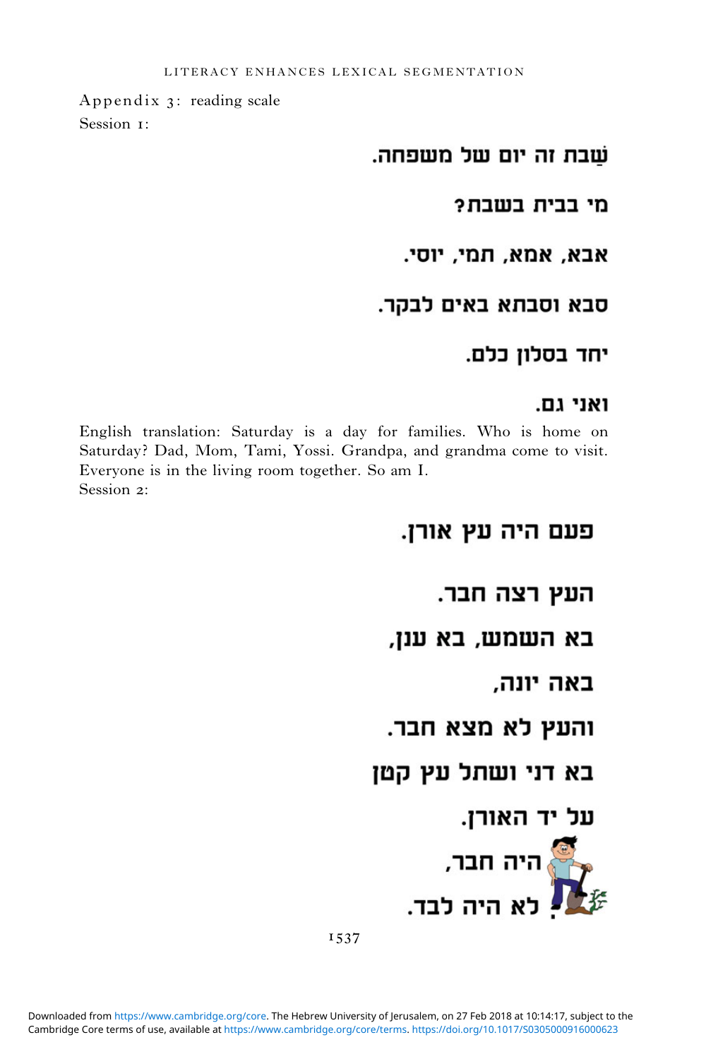Appendix 3: reading scale

Session 1:

שַׁבת זה יום של משפחה.

מי בבית בשבת?

אבא, אמא, תמי, יוסי.

סבא וסבתא באים לבקר.

יחד בסלון כלם.

ואני גם.

English translation: Saturday is a day for families. Who is home on Saturday? Dad, Mom, Tami, Yossi. Grandpa, and grandma come to visit. Everyone is in the living room together. So am I.

Session 2:

פעם היה עץ אורן.

העץ רצה חבר.

בא השמש, בא ענן,

באה יונה,

והעץ לא מצא חבר.

בא דני ושתל עץ קטן

על יד האורן.

היה חבר,

לא היה לבד.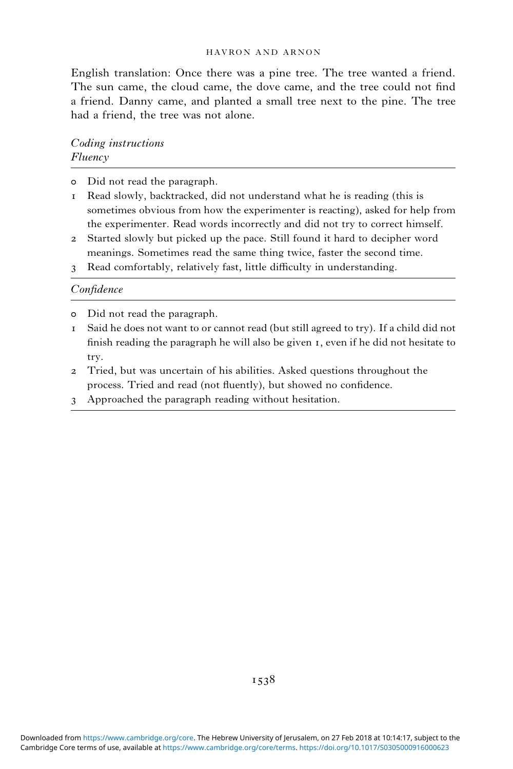English translation: Once there was a pine tree. The tree wanted a friend. The sun came, the cloud came, the dove came, and the tree could not find a friend. Danny came, and planted a small tree next to the pine. The tree had a friend, the tree was not alone.

*Coding instructions*

*Fluency*

| | |
|---|---|
| 0 | Did not read the paragraph. |
| 1 | Read slowly, backtracked, did not understand what he is reading (this is sometimes obvious from how the experimenter is reacting), asked for help from the experimenter. Read words incorrectly and did not try to correct himself. |
| 2 | Started slowly but picked up the pace. Still found it hard to decipher word meanings. Sometimes read the same thing twice, faster the second time. |
| 3 | Read comfortably, relatively fast, little difficulty in understanding. |

*Confidence*

| | |
|---|---|
| 0 | Did not read the paragraph. |
| 1 | Said he does not want to or cannot read (but still agreed to try). If a child did not finish reading the paragraph he will also be given 1, even if he did not hesitate to try. |
| 2 | Tried, but was uncertain of his abilities. Asked questions throughout the process. Tried and read (not fluently), but showed no confidence. |
| 3 | Approached the paragraph reading without hesitation. |